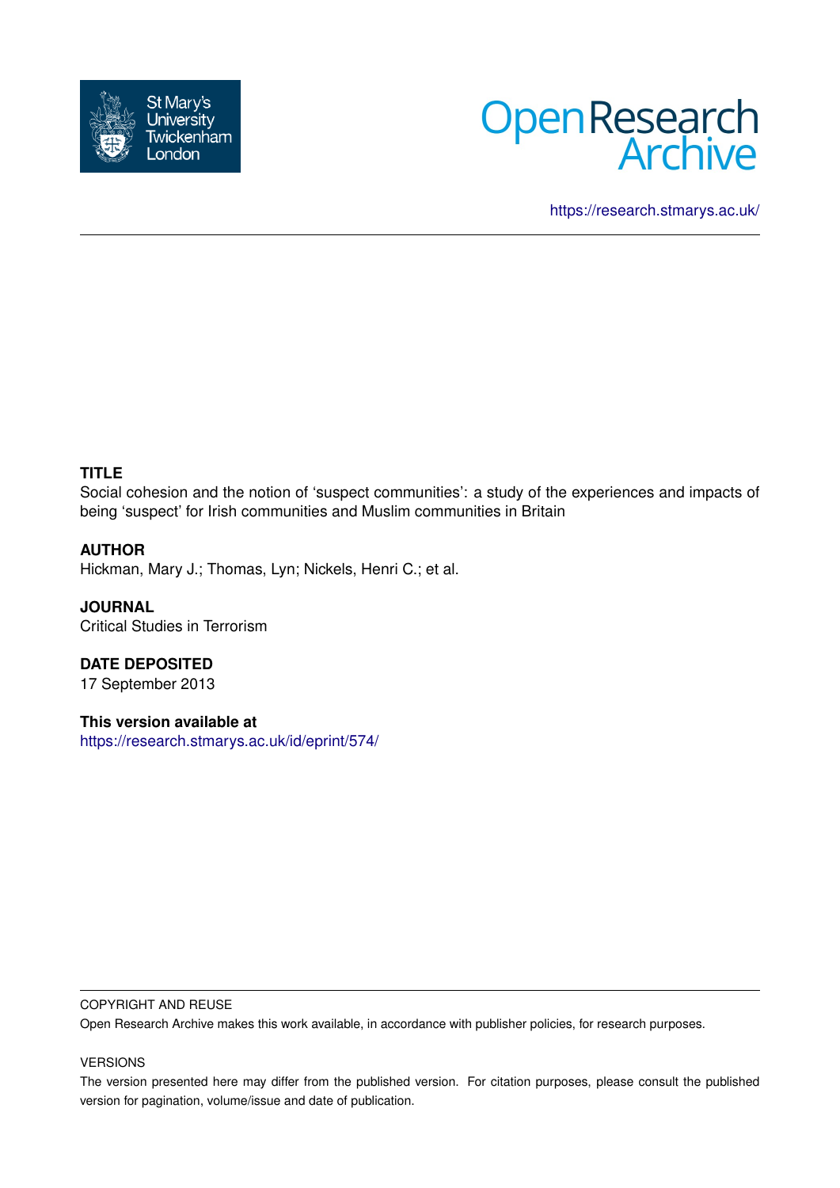St Mary's University Twickenham London

Open Research Archive

https://research.stmarys.ac.uk/

**TITLE**

Social cohesion and the notion of 'suspect communities': a study of the experiences and impacts of being 'suspect' for Irish communities and Muslim communities in Britain

**AUTHOR**

Hickman, Mary J.; Thomas, Lyn; Nickels, Henri C.; et al.

**JOURNAL**

Critical Studies in Terrorism

**DATE DEPOSITED**

17 September 2013

**This version available at**

https://research.stmarys.ac.uk/id/eprint/574/

COPYRIGHT AND REUSE

Open Research Archive makes this work available, in accordance with publisher policies, for research purposes.

VERSIONS

The version presented here may differ from the published version. For citation purposes, please consult the published version for pagination, volume/issue and date of publication.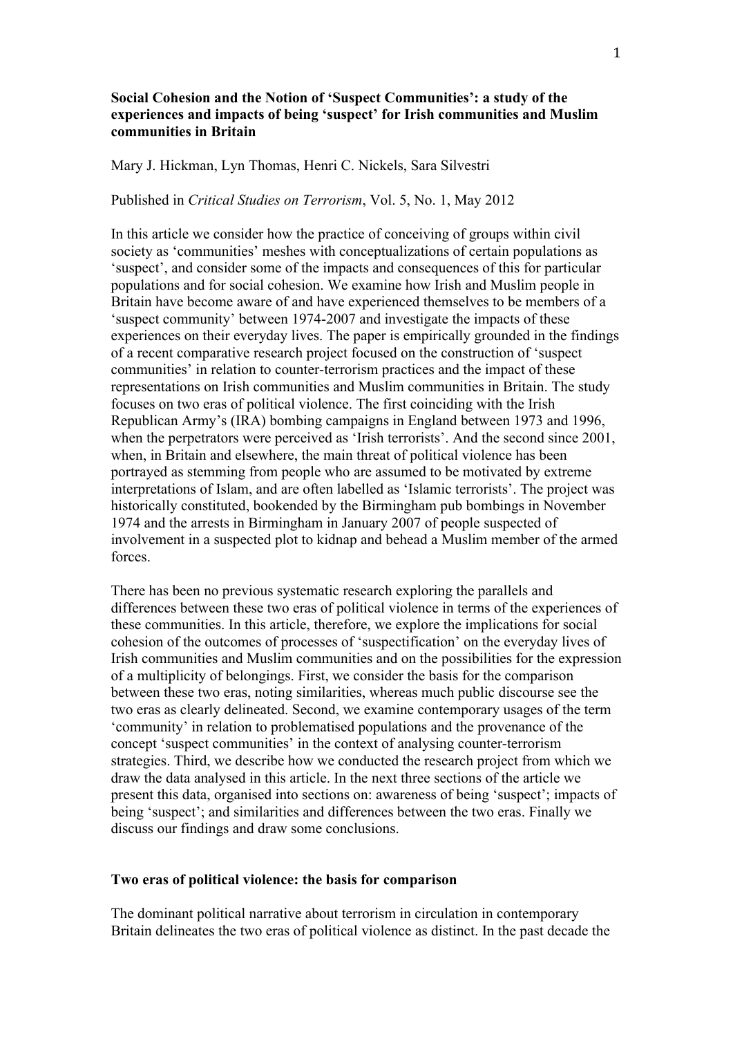**Social Cohesion and the Notion of 'Suspect Communities': a study of the experiences and impacts of being 'suspect' for Irish communities and Muslim communities in Britain**

Mary J. Hickman, Lyn Thomas, Henri C. Nickels, Sara Silvestri

Published in *Critical Studies on Terrorism*, Vol. 5, No. 1, May 2012

In this article we consider how the practice of conceiving of groups within civil society as 'communities' meshes with conceptualizations of certain populations as 'suspect', and consider some of the impacts and consequences of this for particular populations and for social cohesion. We examine how Irish and Muslim people in Britain have become aware of and have experienced themselves to be members of a 'suspect community' between 1974-2007 and investigate the impacts of these experiences on their everyday lives. The paper is empirically grounded in the findings of a recent comparative research project focused on the construction of 'suspect communities' in relation to counter-terrorism practices and the impact of these representations on Irish communities and Muslim communities in Britain. The study focuses on two eras of political violence. The first coinciding with the Irish Republican Army's (IRA) bombing campaigns in England between 1973 and 1996, when the perpetrators were perceived as 'Irish terrorists'. And the second since 2001, when, in Britain and elsewhere, the main threat of political violence has been portrayed as stemming from people who are assumed to be motivated by extreme interpretations of Islam, and are often labelled as 'Islamic terrorists'. The project was historically constituted, bookended by the Birmingham pub bombings in November 1974 and the arrests in Birmingham in January 2007 of people suspected of involvement in a suspected plot to kidnap and behead a Muslim member of the armed forces.

There has been no previous systematic research exploring the parallels and differences between these two eras of political violence in terms of the experiences of these communities. In this article, therefore, we explore the implications for social cohesion of the outcomes of processes of 'suspectification' on the everyday lives of Irish communities and Muslim communities and on the possibilities for the expression of a multiplicity of belongings. First, we consider the basis for the comparison between these two eras, noting similarities, whereas much public discourse see the two eras as clearly delineated. Second, we examine contemporary usages of the term 'community' in relation to problematised populations and the provenance of the concept 'suspect communities' in the context of analysing counter-terrorism strategies. Third, we describe how we conducted the research project from which we draw the data analysed in this article. In the next three sections of the article we present this data, organised into sections on: awareness of being 'suspect'; impacts of being 'suspect'; and similarities and differences between the two eras. Finally we discuss our findings and draw some conclusions.

## Two eras of political violence: the basis for comparison

The dominant political narrative about terrorism in circulation in contemporary Britain delineates the two eras of political violence as distinct. In the past decade the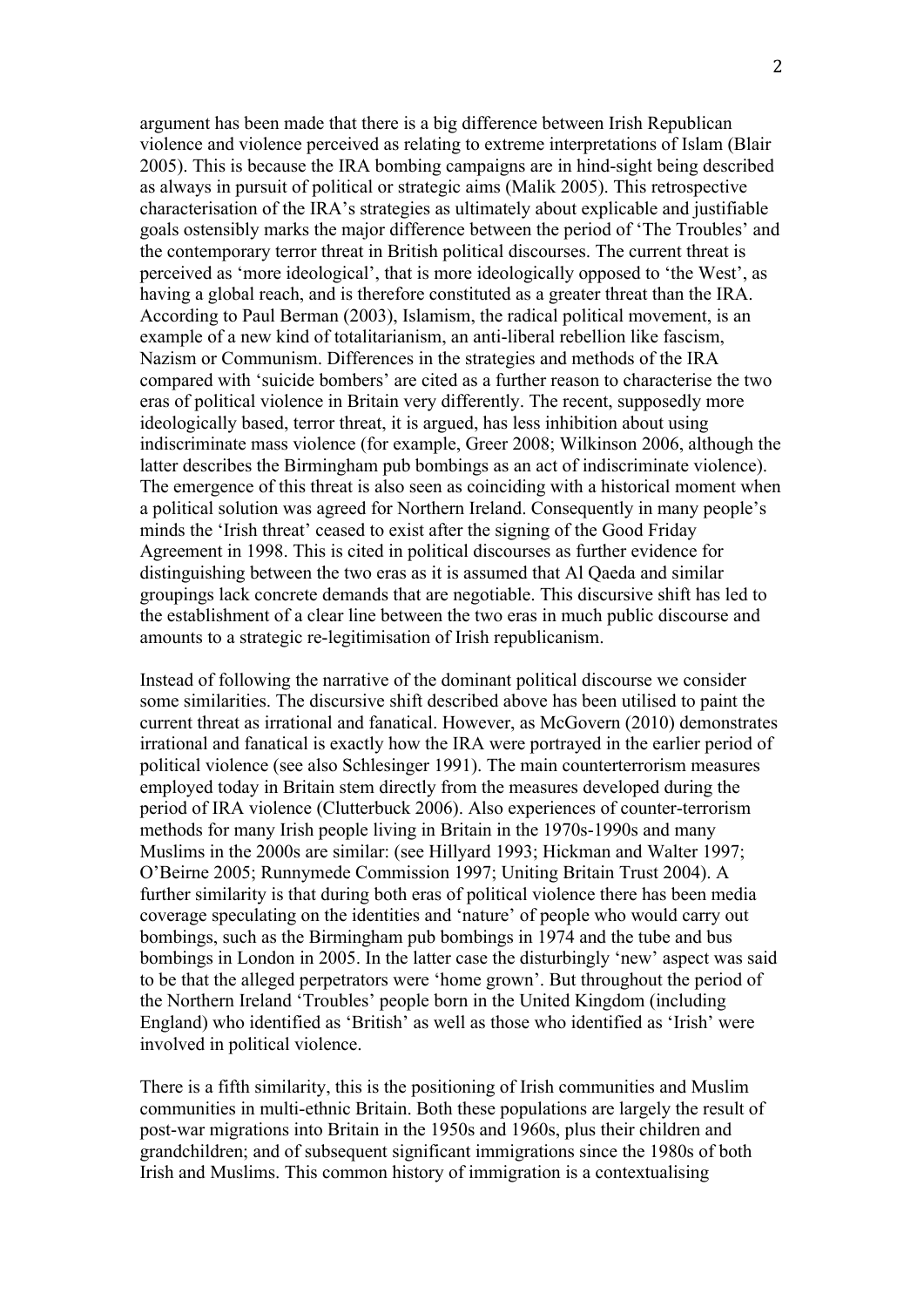argument has been made that there is a big difference between Irish Republican violence and violence perceived as relating to extreme interpretations of Islam (Blair 2005). This is because the IRA bombing campaigns are in hind-sight being described as always in pursuit of political or strategic aims (Malik 2005). This retrospective characterisation of the IRA's strategies as ultimately about explicable and justifiable goals ostensibly marks the major difference between the period of 'The Troubles' and the contemporary terror threat in British political discourses. The current threat is perceived as 'more ideological', that is more ideologically opposed to 'the West', as having a global reach, and is therefore constituted as a greater threat than the IRA. According to Paul Berman (2003), Islamism, the radical political movement, is an example of a new kind of totalitarianism, an anti-liberal rebellion like fascism, Nazism or Communism. Differences in the strategies and methods of the IRA compared with 'suicide bombers' are cited as a further reason to characterise the two eras of political violence in Britain very differently. The recent, supposedly more ideologically based, terror threat, it is argued, has less inhibition about using indiscriminate mass violence (for example, Greer 2008; Wilkinson 2006, although the latter describes the Birmingham pub bombings as an act of indiscriminate violence). The emergence of this threat is also seen as coinciding with a historical moment when a political solution was agreed for Northern Ireland. Consequently in many people's minds the 'Irish threat' ceased to exist after the signing of the Good Friday Agreement in 1998. This is cited in political discourses as further evidence for distinguishing between the two eras as it is assumed that Al Qaeda and similar groupings lack concrete demands that are negotiable. This discursive shift has led to the establishment of a clear line between the two eras in much public discourse and amounts to a strategic re-legitimisation of Irish republicanism.

Instead of following the narrative of the dominant political discourse we consider some similarities. The discursive shift described above has been utilised to paint the current threat as irrational and fanatical. However, as McGovern (2010) demonstrates irrational and fanatical is exactly how the IRA were portrayed in the earlier period of political violence (see also Schlesinger 1991). The main counterterrorism measures employed today in Britain stem directly from the measures developed during the period of IRA violence (Clutterbuck 2006). Also experiences of counter-terrorism methods for many Irish people living in Britain in the 1970s-1990s and many Muslims in the 2000s are similar: (see Hillyard 1993; Hickman and Walter 1997; O'Beirne 2005; Runnymede Commission 1997; Uniting Britain Trust 2004). A further similarity is that during both eras of political violence there has been media coverage speculating on the identities and 'nature' of people who would carry out bombings, such as the Birmingham pub bombings in 1974 and the tube and bus bombings in London in 2005. In the latter case the disturbingly 'new' aspect was said to be that the alleged perpetrators were 'home grown'. But throughout the period of the Northern Ireland 'Troubles' people born in the United Kingdom (including England) who identified as 'British' as well as those who identified as 'Irish' were involved in political violence.

There is a fifth similarity, this is the positioning of Irish communities and Muslim communities in multi-ethnic Britain. Both these populations are largely the result of post-war migrations into Britain in the 1950s and 1960s, plus their children and grandchildren; and of subsequent significant immigrations since the 1980s of both Irish and Muslims. This common history of immigration is a contextualising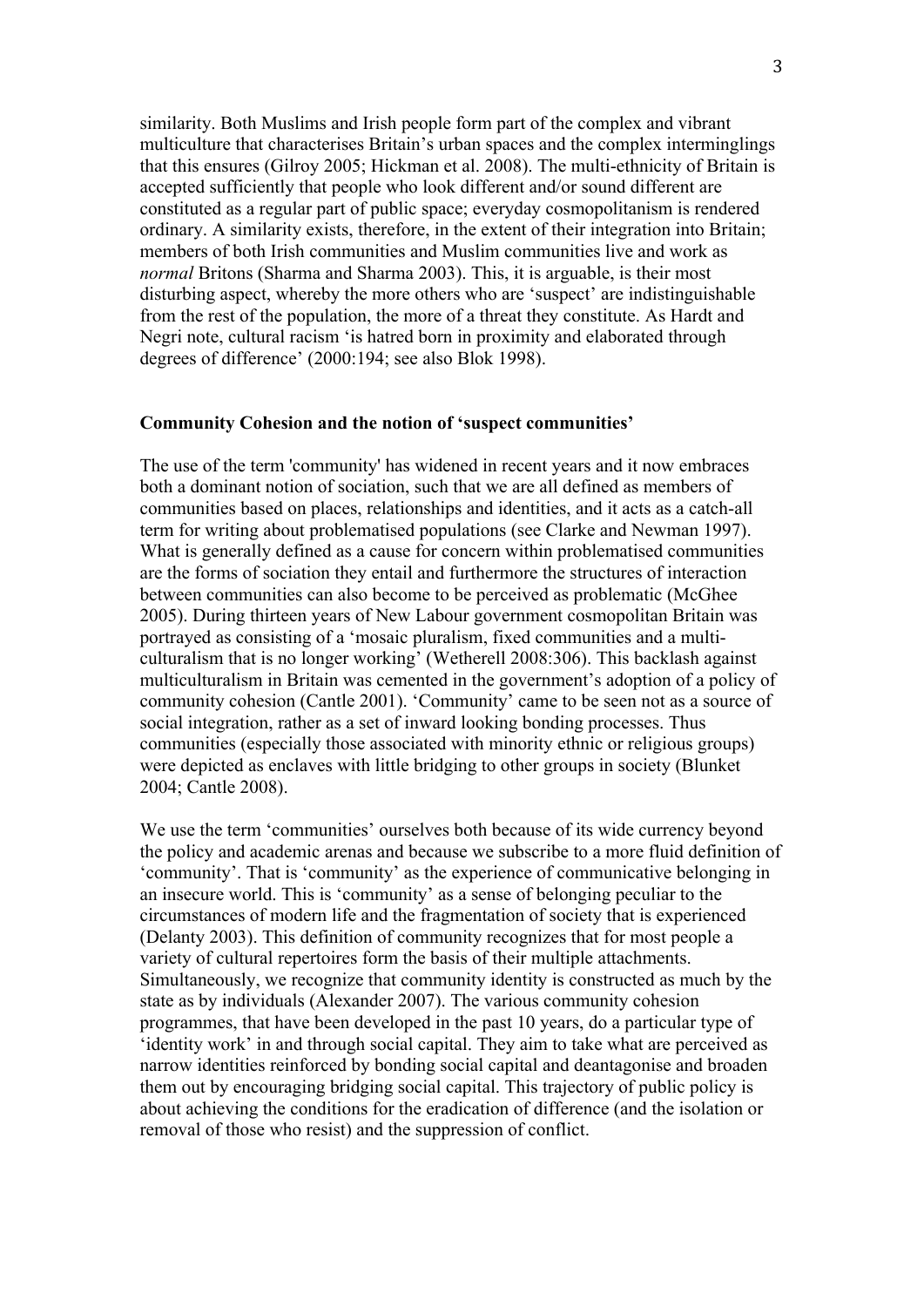similarity. Both Muslims and Irish people form part of the complex and vibrant multiculture that characterises Britain's urban spaces and the complex interminglings that this ensures (Gilroy 2005; Hickman et al. 2008). The multi-ethnicity of Britain is accepted sufficiently that people who look different and/or sound different are constituted as a regular part of public space; everyday cosmopolitanism is rendered ordinary. A similarity exists, therefore, in the extent of their integration into Britain; members of both Irish communities and Muslim communities live and work as *normal* Britons (Sharma and Sharma 2003). This, it is arguable, is their most disturbing aspect, whereby the more others who are 'suspect' are indistinguishable from the rest of the population, the more of a threat they constitute. As Hardt and Negri note, cultural racism 'is hatred born in proximity and elaborated through degrees of difference' (2000:194; see also Blok 1998).

**Community Cohesion and the notion of 'suspect communities'**

The use of the term 'community' has widened in recent years and it now embraces both a dominant notion of sociation, such that we are all defined as members of communities based on places, relationships and identities, and it acts as a catch-all term for writing about problematised populations (see Clarke and Newman 1997). What is generally defined as a cause for concern within problematised communities are the forms of sociation they entail and furthermore the structures of interaction between communities can also become to be perceived as problematic (McGhee 2005). During thirteen years of New Labour government cosmopolitan Britain was portrayed as consisting of a 'mosaic pluralism, fixed communities and a multi-culturalism that is no longer working' (Wetherell 2008:306). This backlash against multiculturalism in Britain was cemented in the government's adoption of a policy of community cohesion (Cantle 2001). 'Community' came to be seen not as a source of social integration, rather as a set of inward looking bonding processes. Thus communities (especially those associated with minority ethnic or religious groups) were depicted as enclaves with little bridging to other groups in society (Blunket 2004; Cantle 2008).

We use the term 'communities' ourselves both because of its wide currency beyond the policy and academic arenas and because we subscribe to a more fluid definition of 'community'. That is 'community' as the experience of communicative belonging in an insecure world. This is 'community' as a sense of belonging peculiar to the circumstances of modern life and the fragmentation of society that is experienced (Delanty 2003). This definition of community recognizes that for most people a variety of cultural repertoires form the basis of their multiple attachments. Simultaneously, we recognize that community identity is constructed as much by the state as by individuals (Alexander 2007). The various community cohesion programmes, that have been developed in the past 10 years, do a particular type of 'identity work' in and through social capital. They aim to take what are perceived as narrow identities reinforced by bonding social capital and deantagonise and broaden them out by encouraging bridging social capital. This trajectory of public policy is about achieving the conditions for the eradication of difference (and the isolation or removal of those who resist) and the suppression of conflict.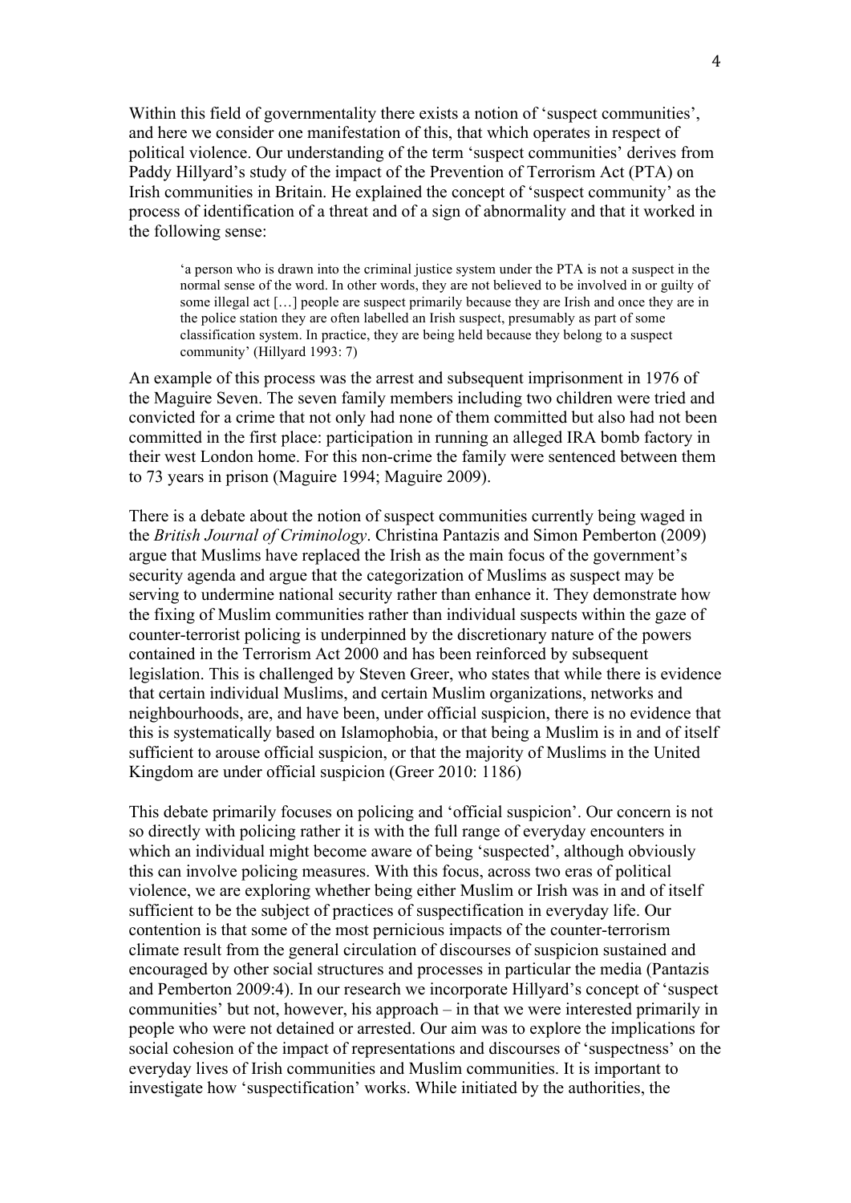Within this field of governmentality there exists a notion of 'suspect communities', and here we consider one manifestation of this, that which operates in respect of political violence. Our understanding of the term 'suspect communities' derives from Paddy Hillyard's study of the impact of the Prevention of Terrorism Act (PTA) on Irish communities in Britain. He explained the concept of 'suspect community' as the process of identification of a threat and of a sign of abnormality and that it worked in the following sense:

> 'a person who is drawn into the criminal justice system under the PTA is not a suspect in the normal sense of the word. In other words, they are not believed to be involved in or guilty of some illegal act […] people are suspect primarily because they are Irish and once they are in the police station they are often labelled an Irish suspect, presumably as part of some classification system. In practice, they are being held because they belong to a suspect community' (Hillyard 1993: 7)

An example of this process was the arrest and subsequent imprisonment in 1976 of the Maguire Seven. The seven family members including two children were tried and convicted for a crime that not only had none of them committed but also had not been committed in the first place: participation in running an alleged IRA bomb factory in their west London home. For this non-crime the family were sentenced between them to 73 years in prison (Maguire 1994; Maguire 2009).

There is a debate about the notion of suspect communities currently being waged in the *British Journal of Criminology*. Christina Pantazis and Simon Pemberton (2009) argue that Muslims have replaced the Irish as the main focus of the government's security agenda and argue that the categorization of Muslims as suspect may be serving to undermine national security rather than enhance it. They demonstrate how the fixing of Muslim communities rather than individual suspects within the gaze of counter-terrorist policing is underpinned by the discretionary nature of the powers contained in the Terrorism Act 2000 and has been reinforced by subsequent legislation. This is challenged by Steven Greer, who states that while there is evidence that certain individual Muslims, and certain Muslim organizations, networks and neighbourhoods, are, and have been, under official suspicion, there is no evidence that this is systematically based on Islamophobia, or that being a Muslim is in and of itself sufficient to arouse official suspicion, or that the majority of Muslims in the United Kingdom are under official suspicion (Greer 2010: 1186)

This debate primarily focuses on policing and 'official suspicion'. Our concern is not so directly with policing rather it is with the full range of everyday encounters in which an individual might become aware of being 'suspected', although obviously this can involve policing measures. With this focus, across two eras of political violence, we are exploring whether being either Muslim or Irish was in and of itself sufficient to be the subject of practices of suspectification in everyday life. Our contention is that some of the most pernicious impacts of the counter-terrorism climate result from the general circulation of discourses of suspicion sustained and encouraged by other social structures and processes in particular the media (Pantazis and Pemberton 2009:4). In our research we incorporate Hillyard's concept of 'suspect communities' but not, however, his approach – in that we were interested primarily in people who were not detained or arrested. Our aim was to explore the implications for social cohesion of the impact of representations and discourses of 'suspectness' on the everyday lives of Irish communities and Muslim communities. It is important to investigate how 'suspectification' works. While initiated by the authorities, the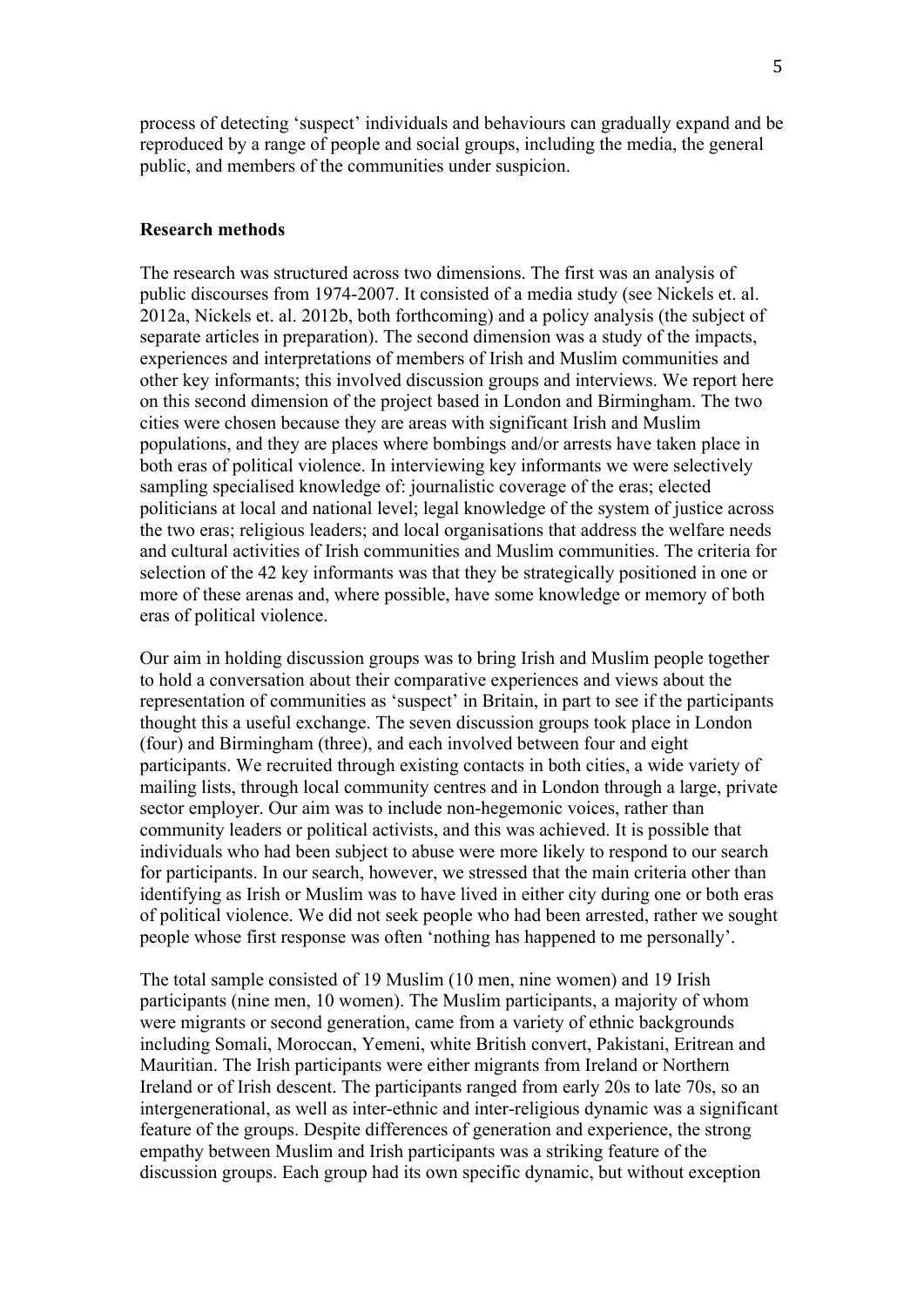process of detecting 'suspect' individuals and behaviours can gradually expand and be reproduced by a range of people and social groups, including the media, the general public, and members of the communities under suspicion.

**Research methods**

The research was structured across two dimensions. The first was an analysis of public discourses from 1974-2007. It consisted of a media study (see Nickels et. al. 2012a, Nickels et. al. 2012b, both forthcoming) and a policy analysis (the subject of separate articles in preparation). The second dimension was a study of the impacts, experiences and interpretations of members of Irish and Muslim communities and other key informants; this involved discussion groups and interviews. We report here on this second dimension of the project based in London and Birmingham. The two cities were chosen because they are areas with significant Irish and Muslim populations, and they are places where bombings and/or arrests have taken place in both eras of political violence. In interviewing key informants we were selectively sampling specialised knowledge of: journalistic coverage of the eras; elected politicians at local and national level; legal knowledge of the system of justice across the two eras; religious leaders; and local organisations that address the welfare needs and cultural activities of Irish communities and Muslim communities. The criteria for selection of the 42 key informants was that they be strategically positioned in one or more of these arenas and, where possible, have some knowledge or memory of both eras of political violence.

Our aim in holding discussion groups was to bring Irish and Muslim people together to hold a conversation about their comparative experiences and views about the representation of communities as 'suspect' in Britain, in part to see if the participants thought this a useful exchange. The seven discussion groups took place in London (four) and Birmingham (three), and each involved between four and eight participants. We recruited through existing contacts in both cities, a wide variety of mailing lists, through local community centres and in London through a large, private sector employer. Our aim was to include non-hegemonic voices, rather than community leaders or political activists, and this was achieved. It is possible that individuals who had been subject to abuse were more likely to respond to our search for participants. In our search, however, we stressed that the main criteria other than identifying as Irish or Muslim was to have lived in either city during one or both eras of political violence. We did not seek people who had been arrested, rather we sought people whose first response was often 'nothing has happened to me personally'.

The total sample consisted of 19 Muslim (10 men, nine women) and 19 Irish participants (nine men, 10 women). The Muslim participants, a majority of whom were migrants or second generation, came from a variety of ethnic backgrounds including Somali, Moroccan, Yemeni, white British convert, Pakistani, Eritrean and Mauritian. The Irish participants were either migrants from Ireland or Northern Ireland or of Irish descent. The participants ranged from early 20s to late 70s, so an intergenerational, as well as inter-ethnic and inter-religious dynamic was a significant feature of the groups. Despite differences of generation and experience, the strong empathy between Muslim and Irish participants was a striking feature of the discussion groups. Each group had its own specific dynamic, but without exception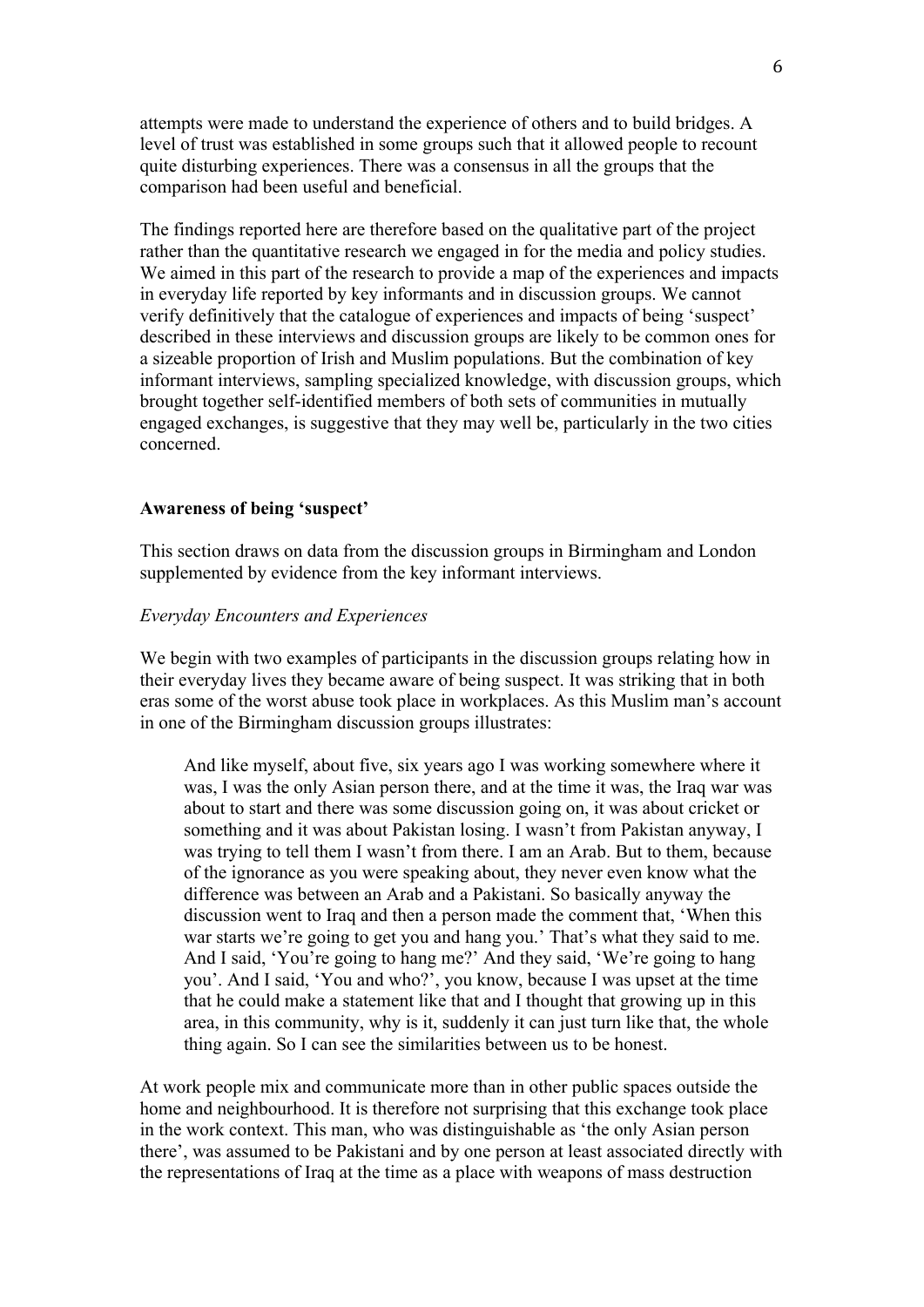attempts were made to understand the experience of others and to build bridges. A level of trust was established in some groups such that it allowed people to recount quite disturbing experiences. There was a consensus in all the groups that the comparison had been useful and beneficial.

The findings reported here are therefore based on the qualitative part of the project rather than the quantitative research we engaged in for the media and policy studies. We aimed in this part of the research to provide a map of the experiences and impacts in everyday life reported by key informants and in discussion groups. We cannot verify definitively that the catalogue of experiences and impacts of being 'suspect' described in these interviews and discussion groups are likely to be common ones for a sizeable proportion of Irish and Muslim populations. But the combination of key informant interviews, sampling specialized knowledge, with discussion groups, which brought together self-identified members of both sets of communities in mutually engaged exchanges, is suggestive that they may well be, particularly in the two cities concerned.

**Awareness of being 'suspect'**

This section draws on data from the discussion groups in Birmingham and London supplemented by evidence from the key informant interviews.

*Everyday Encounters and Experiences*

We begin with two examples of participants in the discussion groups relating how in their everyday lives they became aware of being suspect. It was striking that in both eras some of the worst abuse took place in workplaces. As this Muslim man's account in one of the Birmingham discussion groups illustrates:

> And like myself, about five, six years ago I was working somewhere where it was, I was the only Asian person there, and at the time it was, the Iraq war was about to start and there was some discussion going on, it was about cricket or something and it was about Pakistan losing. I wasn't from Pakistan anyway, I was trying to tell them I wasn't from there. I am an Arab. But to them, because of the ignorance as you were speaking about, they never even know what the difference was between an Arab and a Pakistani. So basically anyway the discussion went to Iraq and then a person made the comment that, 'When this war starts we're going to get you and hang you.' That's what they said to me. And I said, 'You're going to hang me?' And they said, 'We're going to hang you'. And I said, 'You and who?', you know, because I was upset at the time that he could make a statement like that and I thought that growing up in this area, in this community, why is it, suddenly it can just turn like that, the whole thing again. So I can see the similarities between us to be honest.

At work people mix and communicate more than in other public spaces outside the home and neighbourhood. It is therefore not surprising that this exchange took place in the work context. This man, who was distinguishable as 'the only Asian person there', was assumed to be Pakistani and by one person at least associated directly with the representations of Iraq at the time as a place with weapons of mass destruction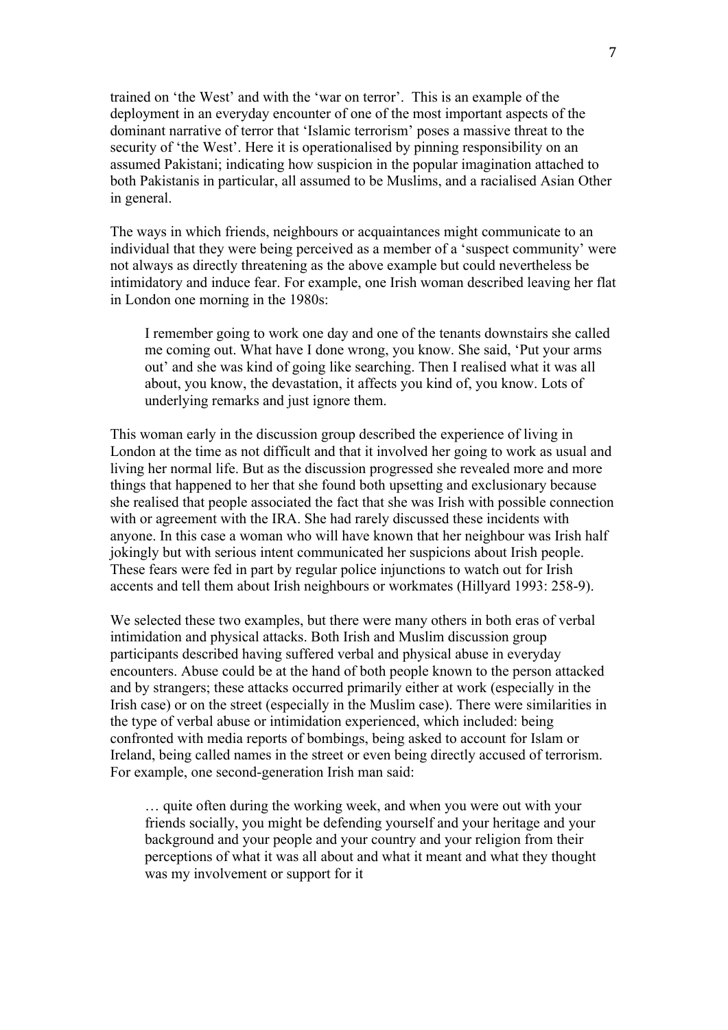trained on 'the West' and with the 'war on terror'. This is an example of the deployment in an everyday encounter of one of the most important aspects of the dominant narrative of terror that 'Islamic terrorism' poses a massive threat to the security of 'the West'. Here it is operationalised by pinning responsibility on an assumed Pakistani; indicating how suspicion in the popular imagination attached to both Pakistanis in particular, all assumed to be Muslims, and a racialised Asian Other in general.

The ways in which friends, neighbours or acquaintances might communicate to an individual that they were being perceived as a member of a 'suspect community' were not always as directly threatening as the above example but could nevertheless be intimidatory and induce fear. For example, one Irish woman described leaving her flat in London one morning in the 1980s:

> I remember going to work one day and one of the tenants downstairs she called me coming out. What have I done wrong, you know. She said, 'Put your arms out' and she was kind of going like searching. Then I realised what it was all about, you know, the devastation, it affects you kind of, you know. Lots of underlying remarks and just ignore them.

This woman early in the discussion group described the experience of living in London at the time as not difficult and that it involved her going to work as usual and living her normal life. But as the discussion progressed she revealed more and more things that happened to her that she found both upsetting and exclusionary because she realised that people associated the fact that she was Irish with possible connection with or agreement with the IRA. She had rarely discussed these incidents with anyone. In this case a woman who will have known that her neighbour was Irish half jokingly but with serious intent communicated her suspicions about Irish people. These fears were fed in part by regular police injunctions to watch out for Irish accents and tell them about Irish neighbours or workmates (Hillyard 1993: 258-9).

We selected these two examples, but there were many others in both eras of verbal intimidation and physical attacks. Both Irish and Muslim discussion group participants described having suffered verbal and physical abuse in everyday encounters. Abuse could be at the hand of both people known to the person attacked and by strangers; these attacks occurred primarily either at work (especially in the Irish case) or on the street (especially in the Muslim case). There were similarities in the type of verbal abuse or intimidation experienced, which included: being confronted with media reports of bombings, being asked to account for Islam or Ireland, being called names in the street or even being directly accused of terrorism. For example, one second-generation Irish man said:

> … quite often during the working week, and when you were out with your friends socially, you might be defending yourself and your heritage and your background and your people and your country and your religion from their perceptions of what it was all about and what it meant and what they thought was my involvement or support for it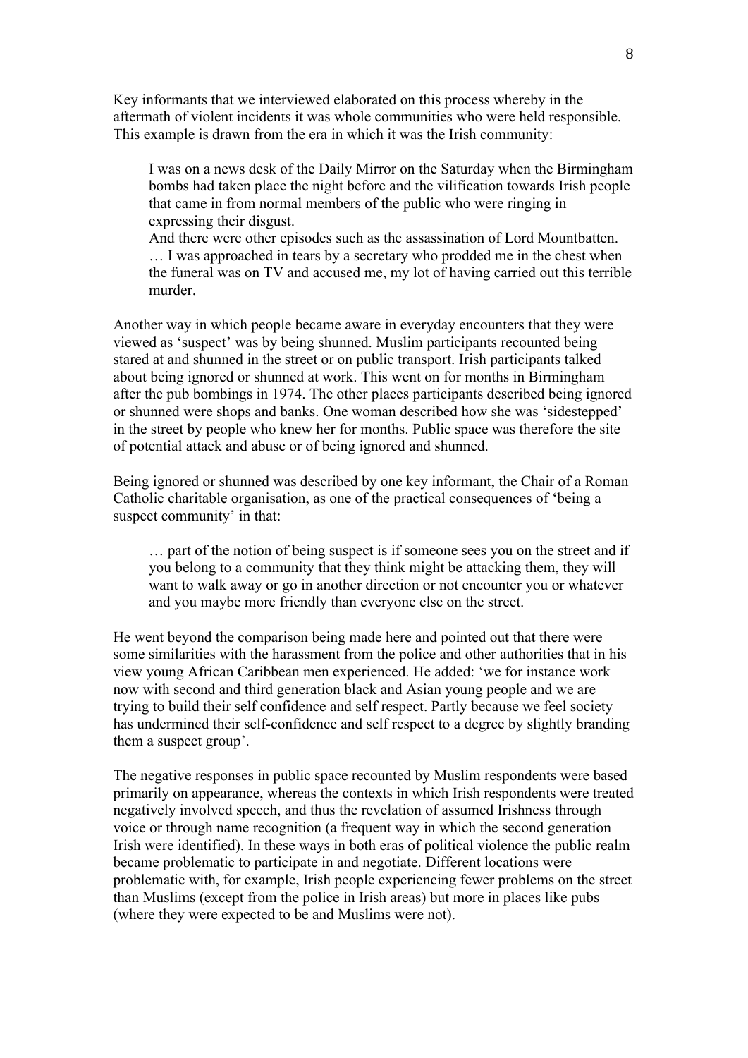Key informants that we interviewed elaborated on this process whereby in the aftermath of violent incidents it was whole communities who were held responsible. This example is drawn from the era in which it was the Irish community:

> I was on a news desk of the Daily Mirror on the Saturday when the Birmingham bombs had taken place the night before and the vilification towards Irish people that came in from normal members of the public who were ringing in expressing their disgust.
> And there were other episodes such as the assassination of Lord Mountbatten. … I was approached in tears by a secretary who prodded me in the chest when the funeral was on TV and accused me, my lot of having carried out this terrible murder.

Another way in which people became aware in everyday encounters that they were viewed as 'suspect' was by being shunned. Muslim participants recounted being stared at and shunned in the street or on public transport. Irish participants talked about being ignored or shunned at work. This went on for months in Birmingham after the pub bombings in 1974. The other places participants described being ignored or shunned were shops and banks. One woman described how she was 'sidestepped' in the street by people who knew her for months. Public space was therefore the site of potential attack and abuse or of being ignored and shunned.

Being ignored or shunned was described by one key informant, the Chair of a Roman Catholic charitable organisation, as one of the practical consequences of 'being a suspect community' in that:

> … part of the notion of being suspect is if someone sees you on the street and if you belong to a community that they think might be attacking them, they will want to walk away or go in another direction or not encounter you or whatever and you maybe more friendly than everyone else on the street.

He went beyond the comparison being made here and pointed out that there were some similarities with the harassment from the police and other authorities that in his view young African Caribbean men experienced. He added: 'we for instance work now with second and third generation black and Asian young people and we are trying to build their self confidence and self respect. Partly because we feel society has undermined their self-confidence and self respect to a degree by slightly branding them a suspect group'.

The negative responses in public space recounted by Muslim respondents were based primarily on appearance, whereas the contexts in which Irish respondents were treated negatively involved speech, and thus the revelation of assumed Irishness through voice or through name recognition (a frequent way in which the second generation Irish were identified). In these ways in both eras of political violence the public realm became problematic to participate in and negotiate. Different locations were problematic with, for example, Irish people experiencing fewer problems on the street than Muslims (except from the police in Irish areas) but more in places like pubs (where they were expected to be and Muslims were not).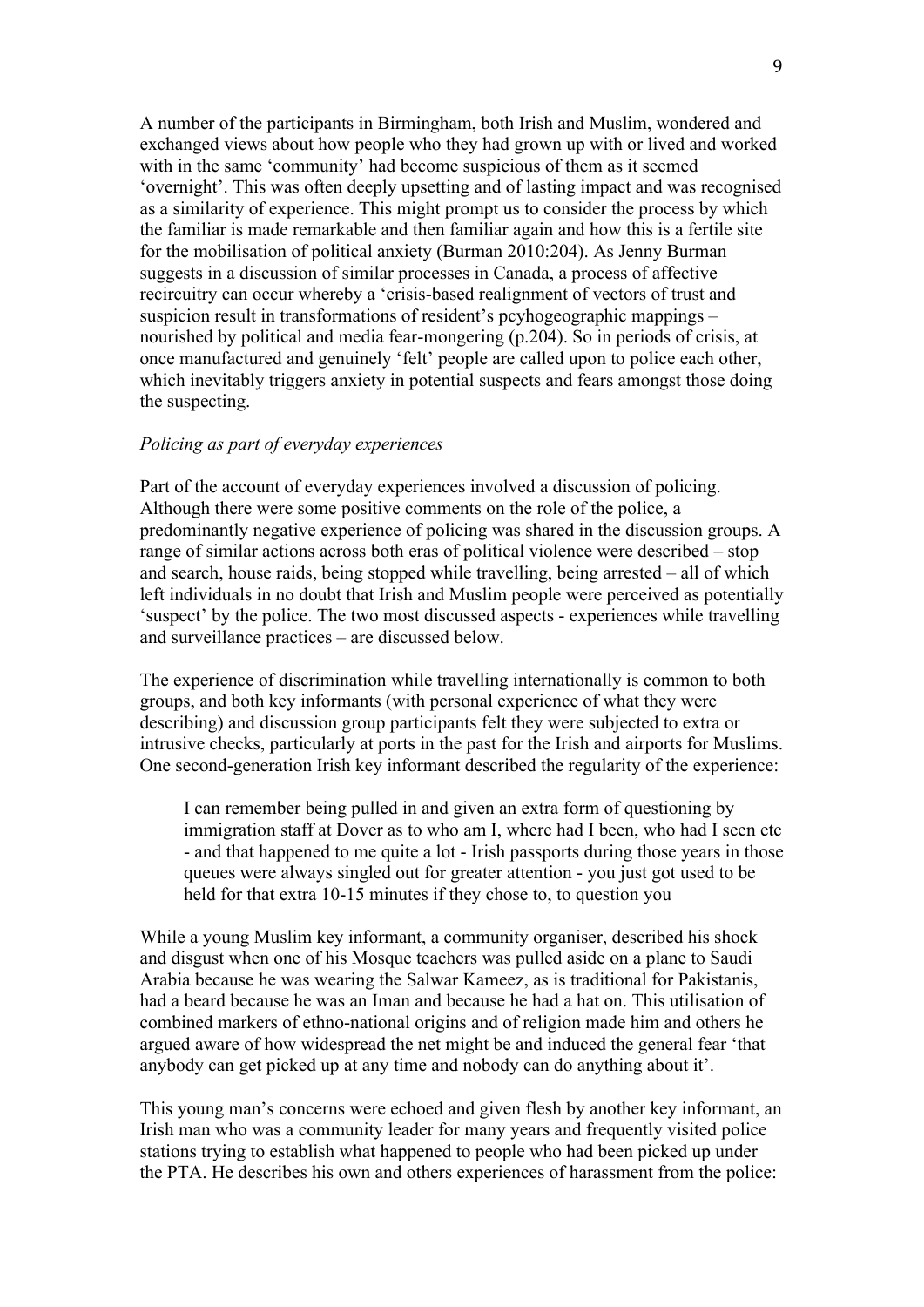A number of the participants in Birmingham, both Irish and Muslim, wondered and exchanged views about how people who they had grown up with or lived and worked with in the same 'community' had become suspicious of them as it seemed 'overnight'. This was often deeply upsetting and of lasting impact and was recognised as a similarity of experience. This might prompt us to consider the process by which the familiar is made remarkable and then familiar again and how this is a fertile site for the mobilisation of political anxiety (Burman 2010:204). As Jenny Burman suggests in a discussion of similar processes in Canada, a process of affective recircuitry can occur whereby a 'crisis-based realignment of vectors of trust and suspicion result in transformations of resident's pcyhogeographic mappings – nourished by political and media fear-mongering (p.204). So in periods of crisis, at once manufactured and genuinely 'felt' people are called upon to police each other, which inevitably triggers anxiety in potential suspects and fears amongst those doing the suspecting.

*Policing as part of everyday experiences*

Part of the account of everyday experiences involved a discussion of policing. Although there were some positive comments on the role of the police, a predominantly negative experience of policing was shared in the discussion groups. A range of similar actions across both eras of political violence were described – stop and search, house raids, being stopped while travelling, being arrested – all of which left individuals in no doubt that Irish and Muslim people were perceived as potentially 'suspect' by the police. The two most discussed aspects - experiences while travelling and surveillance practices – are discussed below.

The experience of discrimination while travelling internationally is common to both groups, and both key informants (with personal experience of what they were describing) and discussion group participants felt they were subjected to extra or intrusive checks, particularly at ports in the past for the Irish and airports for Muslims. One second-generation Irish key informant described the regularity of the experience:

> I can remember being pulled in and given an extra form of questioning by immigration staff at Dover as to who am I, where had I been, who had I seen etc - and that happened to me quite a lot - Irish passports during those years in those queues were always singled out for greater attention - you just got used to be held for that extra 10-15 minutes if they chose to, to question you

While a young Muslim key informant, a community organiser, described his shock and disgust when one of his Mosque teachers was pulled aside on a plane to Saudi Arabia because he was wearing the Salwar Kameez, as is traditional for Pakistanis, had a beard because he was an Iman and because he had a hat on. This utilisation of combined markers of ethno-national origins and of religion made him and others he argued aware of how widespread the net might be and induced the general fear 'that anybody can get picked up at any time and nobody can do anything about it'.

This young man's concerns were echoed and given flesh by another key informant, an Irish man who was a community leader for many years and frequently visited police stations trying to establish what happened to people who had been picked up under the PTA. He describes his own and others experiences of harassment from the police: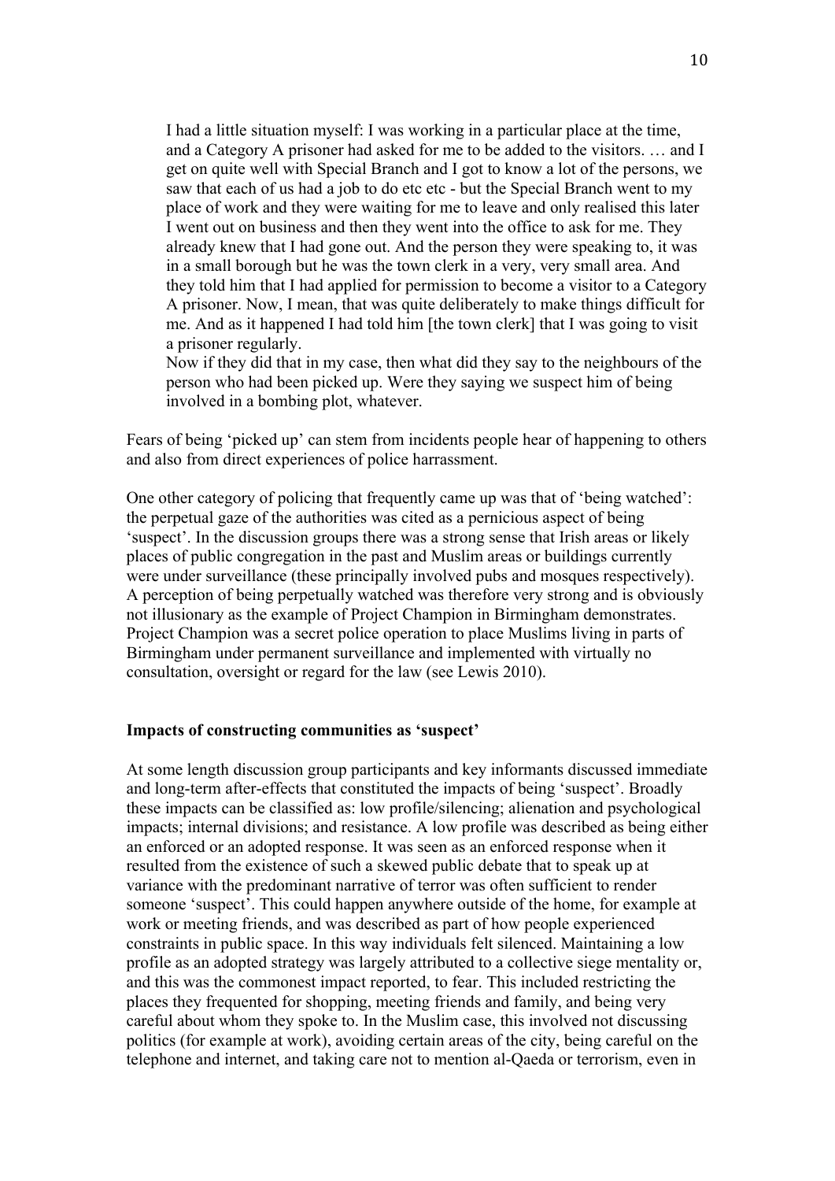> I had a little situation myself: I was working in a particular place at the time, and a Category A prisoner had asked for me to be added to the visitors. … and I get on quite well with Special Branch and I got to know a lot of the persons, we saw that each of us had a job to do etc etc - but the Special Branch went to my place of work and they were waiting for me to leave and only realised this later I went out on business and then they went into the office to ask for me. They already knew that I had gone out. And the person they were speaking to, it was in a small borough but he was the town clerk in a very, very small area. And they told him that I had applied for permission to become a visitor to a Category A prisoner. Now, I mean, that was quite deliberately to make things difficult for me. And as it happened I had told him [the town clerk] that I was going to visit a prisoner regularly.
>
> Now if they did that in my case, then what did they say to the neighbours of the person who had been picked up. Were they saying we suspect him of being involved in a bombing plot, whatever.

Fears of being 'picked up' can stem from incidents people hear of happening to others and also from direct experiences of police harrassment.

One other category of policing that frequently came up was that of 'being watched': the perpetual gaze of the authorities was cited as a pernicious aspect of being 'suspect'. In the discussion groups there was a strong sense that Irish areas or likely places of public congregation in the past and Muslim areas or buildings currently were under surveillance (these principally involved pubs and mosques respectively). A perception of being perpetually watched was therefore very strong and is obviously not illusionary as the example of Project Champion in Birmingham demonstrates. Project Champion was a secret police operation to place Muslims living in parts of Birmingham under permanent surveillance and implemented with virtually no consultation, oversight or regard for the law (see Lewis 2010).

**Impacts of constructing communities as 'suspect'**

At some length discussion group participants and key informants discussed immediate and long-term after-effects that constituted the impacts of being 'suspect'. Broadly these impacts can be classified as: low profile/silencing; alienation and psychological impacts; internal divisions; and resistance. A low profile was described as being either an enforced or an adopted response. It was seen as an enforced response when it resulted from the existence of such a skewed public debate that to speak up at variance with the predominant narrative of terror was often sufficient to render someone 'suspect'. This could happen anywhere outside of the home, for example at work or meeting friends, and was described as part of how people experienced constraints in public space. In this way individuals felt silenced. Maintaining a low profile as an adopted strategy was largely attributed to a collective siege mentality or, and this was the commonest impact reported, to fear. This included restricting the places they frequented for shopping, meeting friends and family, and being very careful about whom they spoke to. In the Muslim case, this involved not discussing politics (for example at work), avoiding certain areas of the city, being careful on the telephone and internet, and taking care not to mention al-Qaeda or terrorism, even in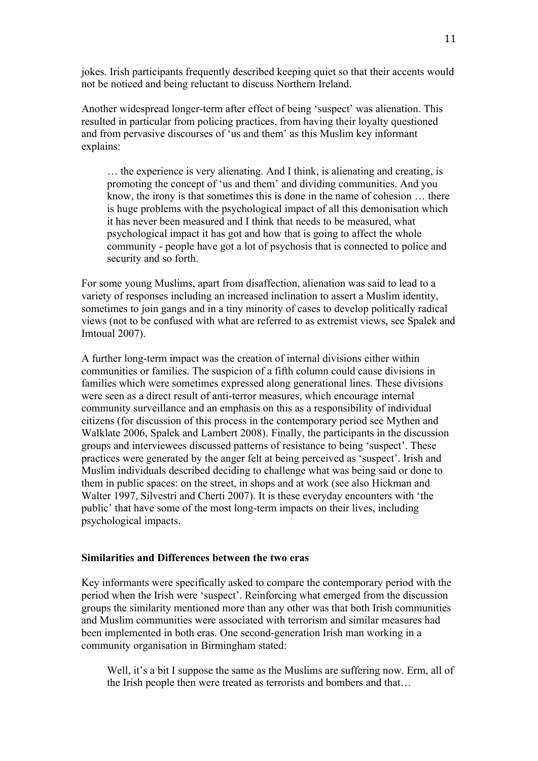jokes. Irish participants frequently described keeping quiet so that their accents would not be noticed and being reluctant to discuss Northern Ireland.

Another widespread longer-term after effect of being 'suspect' was alienation. This resulted in particular from policing practices, from having their loyalty questioned and from pervasive discourses of 'us and them' as this Muslim key informant explains:

> … the experience is very alienating. And I think, is alienating and creating, is promoting the concept of 'us and them' and dividing communities. And you know, the irony is that sometimes this is done in the name of cohesion … there is huge problems with the psychological impact of all this demonisation which it has never been measured and I think that needs to be measured, what psychological impact it has got and how that is going to affect the whole community - people have got a lot of psychosis that is connected to police and security and so forth.

For some young Muslims, apart from disaffection, alienation was said to lead to a variety of responses including an increased inclination to assert a Muslim identity, sometimes to join gangs and in a tiny minority of cases to develop politically radical views (not to be confused with what are referred to as extremist views, see Spalek and Imtoual 2007).

A further long-term impact was the creation of internal divisions either within communities or families. The suspicion of a fifth column could cause divisions in families which were sometimes expressed along generational lines. These divisions were seen as a direct result of anti-terror measures, which encourage internal community surveillance and an emphasis on this as a responsibility of individual citizens (for discussion of this process in the contemporary period see Mythen and Walklate 2006, Spalek and Lambert 2008). Finally, the participants in the discussion groups and interviewees discussed patterns of resistance to being 'suspect'. These practices were generated by the anger felt at being perceived as 'suspect'. Irish and Muslim individuals described deciding to challenge what was being said or done to them in public spaces: on the street, in shops and at work (see also Hickman and Walter 1997, Silvestri and Cherti 2007). It is these everyday encounters with 'the public' that have some of the most long-term impacts on their lives, including psychological impacts.

### Similarities and Differences between the two eras

Key informants were specifically asked to compare the contemporary period with the period when the Irish were 'suspect'. Reinforcing what emerged from the discussion groups the similarity mentioned more than any other was that both Irish communities and Muslim communities were associated with terrorism and similar measures had been implemented in both eras. One second-generation Irish man working in a community organisation in Birmingham stated:

> Well, it's a bit I suppose the same as the Muslims are suffering now. Erm, all of the Irish people then were treated as terrorists and bombers and that…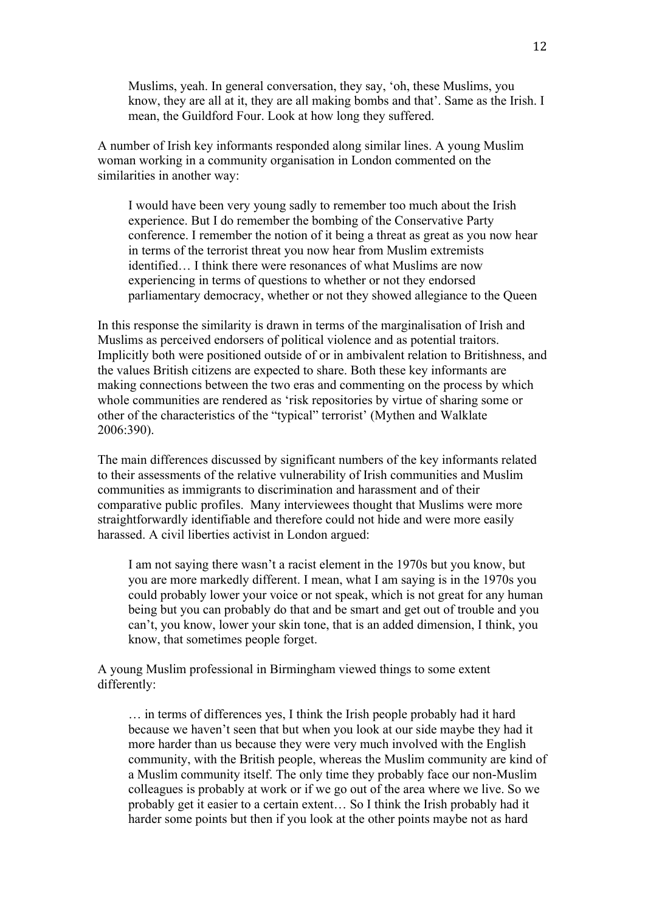> Muslims, yeah. In general conversation, they say, 'oh, these Muslims, you know, they are all at it, they are all making bombs and that'. Same as the Irish. I mean, the Guildford Four. Look at how long they suffered.

A number of Irish key informants responded along similar lines. A young Muslim woman working in a community organisation in London commented on the similarities in another way:

> I would have been very young sadly to remember too much about the Irish experience. But I do remember the bombing of the Conservative Party conference. I remember the notion of it being a threat as great as you now hear in terms of the terrorist threat you now hear from Muslim extremists identified… I think there were resonances of what Muslims are now experiencing in terms of questions to whether or not they endorsed parliamentary democracy, whether or not they showed allegiance to the Queen

In this response the similarity is drawn in terms of the marginalisation of Irish and Muslims as perceived endorsers of political violence and as potential traitors. Implicitly both were positioned outside of or in ambivalent relation to Britishness, and the values British citizens are expected to share. Both these key informants are making connections between the two eras and commenting on the process by which whole communities are rendered as 'risk repositories by virtue of sharing some or other of the characteristics of the "typical" terrorist' (Mythen and Walklate 2006:390).

The main differences discussed by significant numbers of the key informants related to their assessments of the relative vulnerability of Irish communities and Muslim communities as immigrants to discrimination and harassment and of their comparative public profiles. Many interviewees thought that Muslims were more straightforwardly identifiable and therefore could not hide and were more easily harassed. A civil liberties activist in London argued:

> I am not saying there wasn't a racist element in the 1970s but you know, but you are more markedly different. I mean, what I am saying is in the 1970s you could probably lower your voice or not speak, which is not great for any human being but you can probably do that and be smart and get out of trouble and you can't, you know, lower your skin tone, that is an added dimension, I think, you know, that sometimes people forget.

A young Muslim professional in Birmingham viewed things to some extent differently:

> … in terms of differences yes, I think the Irish people probably had it hard because we haven't seen that but when you look at our side maybe they had it more harder than us because they were very much involved with the English community, with the British people, whereas the Muslim community are kind of a Muslim community itself. The only time they probably face our non-Muslim colleagues is probably at work or if we go out of the area where we live. So we probably get it easier to a certain extent… So I think the Irish probably had it harder some points but then if you look at the other points maybe not as hard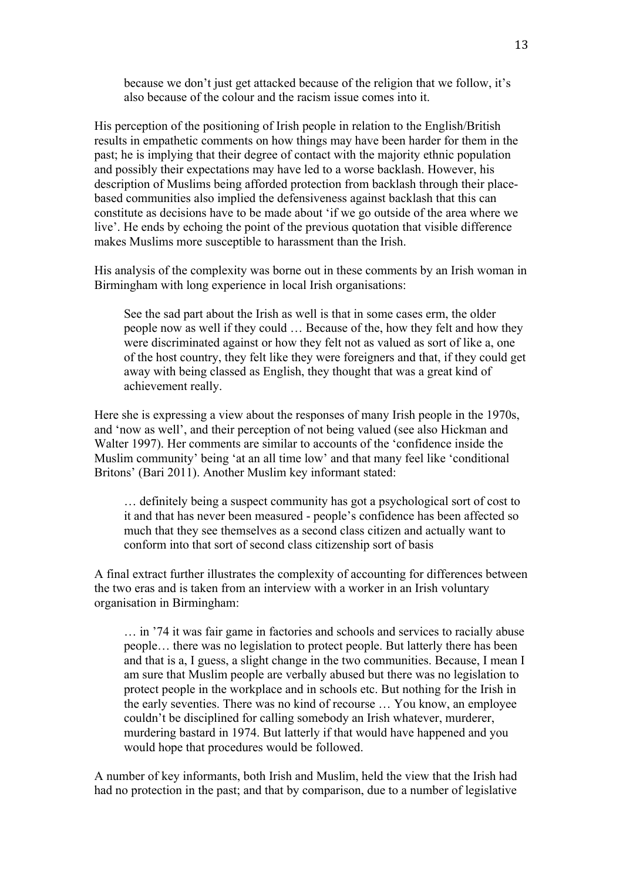> because we don't just get attacked because of the religion that we follow, it's also because of the colour and the racism issue comes into it.

His perception of the positioning of Irish people in relation to the English/British results in empathetic comments on how things may have been harder for them in the past; he is implying that their degree of contact with the majority ethnic population and possibly their expectations may have led to a worse backlash. However, his description of Muslims being afforded protection from backlash through their place-based communities also implied the defensiveness against backlash that this can constitute as decisions have to be made about 'if we go outside of the area where we live'. He ends by echoing the point of the previous quotation that visible difference makes Muslims more susceptible to harassment than the Irish.

His analysis of the complexity was borne out in these comments by an Irish woman in Birmingham with long experience in local Irish organisations:

> See the sad part about the Irish as well is that in some cases erm, the older people now as well if they could … Because of the, how they felt and how they were discriminated against or how they felt not as valued as sort of like a, one of the host country, they felt like they were foreigners and that, if they could get away with being classed as English, they thought that was a great kind of achievement really.

Here she is expressing a view about the responses of many Irish people in the 1970s, and 'now as well', and their perception of not being valued (see also Hickman and Walter 1997). Her comments are similar to accounts of the 'confidence inside the Muslim community' being 'at an all time low' and that many feel like 'conditional Britons' (Bari 2011). Another Muslim key informant stated:

> … definitely being a suspect community has got a psychological sort of cost to it and that has never been measured - people's confidence has been affected so much that they see themselves as a second class citizen and actually want to conform into that sort of second class citizenship sort of basis

A final extract further illustrates the complexity of accounting for differences between the two eras and is taken from an interview with a worker in an Irish voluntary organisation in Birmingham:

> … in '74 it was fair game in factories and schools and services to racially abuse people… there was no legislation to protect people. But latterly there has been and that is a, I guess, a slight change in the two communities. Because, I mean I am sure that Muslim people are verbally abused but there was no legislation to protect people in the workplace and in schools etc. But nothing for the Irish in the early seventies. There was no kind of recourse … You know, an employee couldn't be disciplined for calling somebody an Irish whatever, murderer, murdering bastard in 1974. But latterly if that would have happened and you would hope that procedures would be followed.

A number of key informants, both Irish and Muslim, held the view that the Irish had had no protection in the past; and that by comparison, due to a number of legislative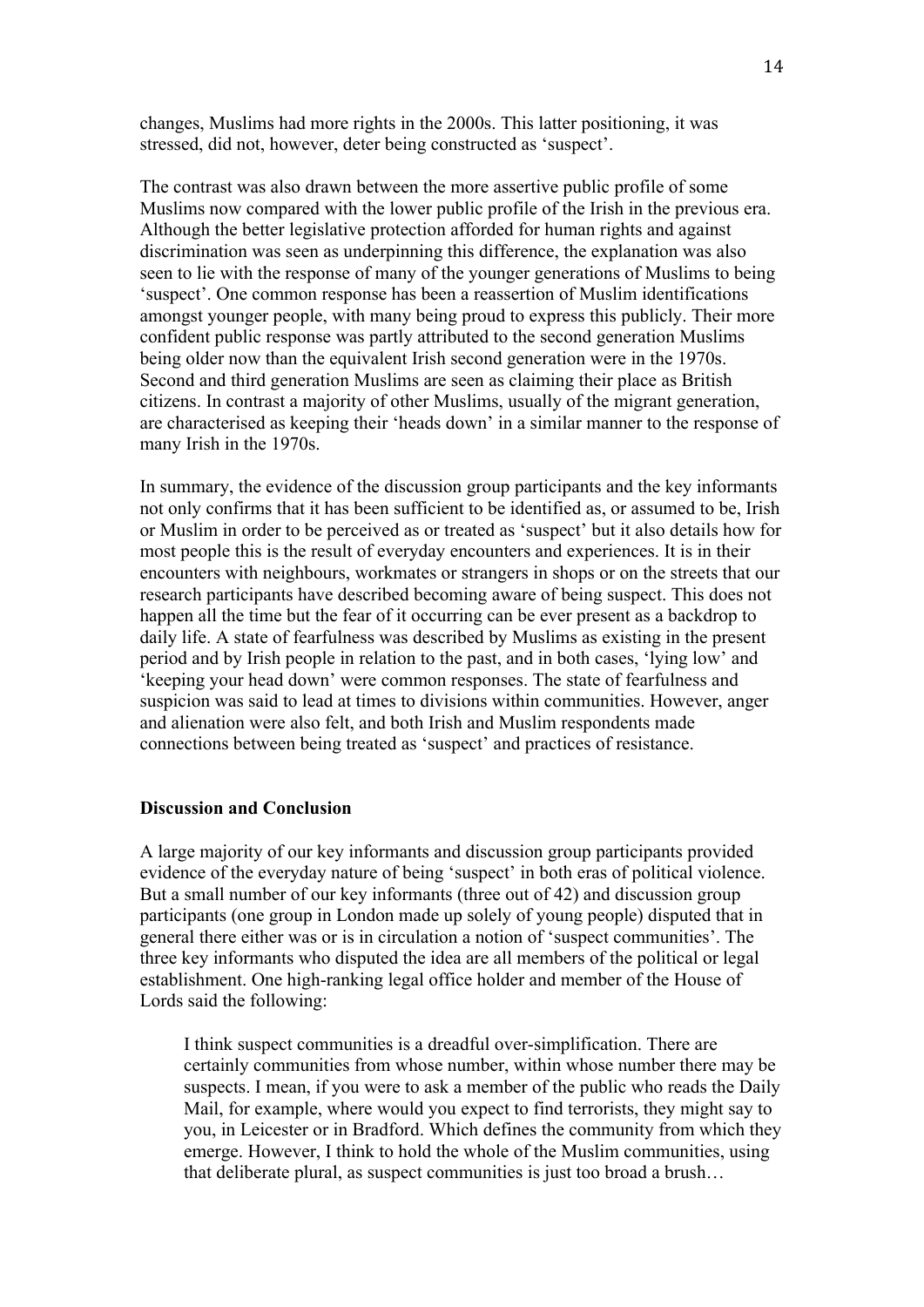changes, Muslims had more rights in the 2000s. This latter positioning, it was stressed, did not, however, deter being constructed as 'suspect'.

The contrast was also drawn between the more assertive public profile of some Muslims now compared with the lower public profile of the Irish in the previous era. Although the better legislative protection afforded for human rights and against discrimination was seen as underpinning this difference, the explanation was also seen to lie with the response of many of the younger generations of Muslims to being 'suspect'. One common response has been a reassertion of Muslim identifications amongst younger people, with many being proud to express this publicly. Their more confident public response was partly attributed to the second generation Muslims being older now than the equivalent Irish second generation were in the 1970s. Second and third generation Muslims are seen as claiming their place as British citizens. In contrast a majority of other Muslims, usually of the migrant generation, are characterised as keeping their 'heads down' in a similar manner to the response of many Irish in the 1970s.

In summary, the evidence of the discussion group participants and the key informants not only confirms that it has been sufficient to be identified as, or assumed to be, Irish or Muslim in order to be perceived as or treated as 'suspect' but it also details how for most people this is the result of everyday encounters and experiences. It is in their encounters with neighbours, workmates or strangers in shops or on the streets that our research participants have described becoming aware of being suspect. This does not happen all the time but the fear of it occurring can be ever present as a backdrop to daily life. A state of fearfulness was described by Muslims as existing in the present period and by Irish people in relation to the past, and in both cases, 'lying low' and 'keeping your head down' were common responses. The state of fearfulness and suspicion was said to lead at times to divisions within communities. However, anger and alienation were also felt, and both Irish and Muslim respondents made connections between being treated as 'suspect' and practices of resistance.

## Discussion and Conclusion

A large majority of our key informants and discussion group participants provided evidence of the everyday nature of being 'suspect' in both eras of political violence. But a small number of our key informants (three out of 42) and discussion group participants (one group in London made up solely of young people) disputed that in general there either was or is in circulation a notion of 'suspect communities'. The three key informants who disputed the idea are all members of the political or legal establishment. One high-ranking legal office holder and member of the House of Lords said the following:

> I think suspect communities is a dreadful over-simplification. There are certainly communities from whose number, within whose number there may be suspects. I mean, if you were to ask a member of the public who reads the Daily Mail, for example, where would you expect to find terrorists, they might say to you, in Leicester or in Bradford. Which defines the community from which they emerge. However, I think to hold the whole of the Muslim communities, using that deliberate plural, as suspect communities is just too broad a brush…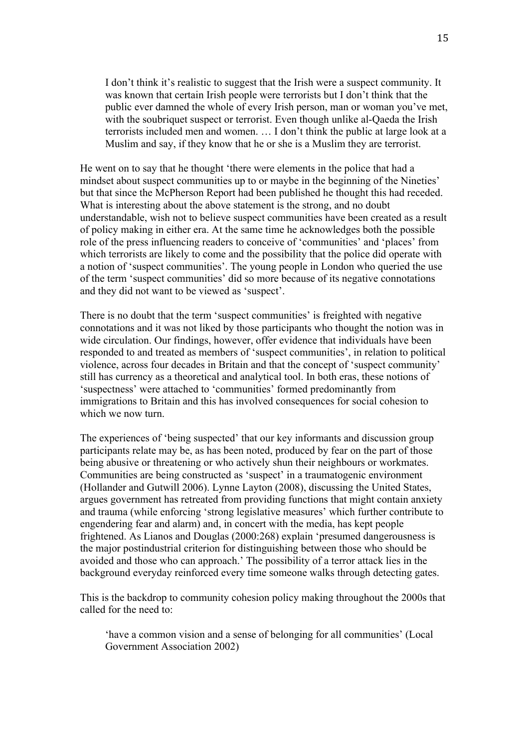> I don't think it's realistic to suggest that the Irish were a suspect community. It was known that certain Irish people were terrorists but I don't think that the public ever damned the whole of every Irish person, man or woman you've met, with the soubriquet suspect or terrorist. Even though unlike al-Qaeda the Irish terrorists included men and women. … I don't think the public at large look at a Muslim and say, if they know that he or she is a Muslim they are terrorist.

He went on to say that he thought 'there were elements in the police that had a mindset about suspect communities up to or maybe in the beginning of the Nineties' but that since the McPherson Report had been published he thought this had receded. What is interesting about the above statement is the strong, and no doubt understandable, wish not to believe suspect communities have been created as a result of policy making in either era. At the same time he acknowledges both the possible role of the press influencing readers to conceive of 'communities' and 'places' from which terrorists are likely to come and the possibility that the police did operate with a notion of 'suspect communities'. The young people in London who queried the use of the term 'suspect communities' did so more because of its negative connotations and they did not want to be viewed as 'suspect'.

There is no doubt that the term 'suspect communities' is freighted with negative connotations and it was not liked by those participants who thought the notion was in wide circulation. Our findings, however, offer evidence that individuals have been responded to and treated as members of 'suspect communities', in relation to political violence, across four decades in Britain and that the concept of 'suspect community' still has currency as a theoretical and analytical tool. In both eras, these notions of 'suspectness' were attached to 'communities' formed predominantly from immigrations to Britain and this has involved consequences for social cohesion to which we now turn.

The experiences of 'being suspected' that our key informants and discussion group participants relate may be, as has been noted, produced by fear on the part of those being abusive or threatening or who actively shun their neighbours or workmates. Communities are being constructed as 'suspect' in a traumatogenic environment (Hollander and Gutwill 2006). Lynne Layton (2008), discussing the United States, argues government has retreated from providing functions that might contain anxiety and trauma (while enforcing 'strong legislative measures' which further contribute to engendering fear and alarm) and, in concert with the media, has kept people frightened. As Lianos and Douglas (2000:268) explain 'presumed dangerousness is the major postindustrial criterion for distinguishing between those who should be avoided and those who can approach.' The possibility of a terror attack lies in the background everyday reinforced every time someone walks through detecting gates.

This is the backdrop to community cohesion policy making throughout the 2000s that called for the need to:

> 'have a common vision and a sense of belonging for all communities' (Local Government Association 2002)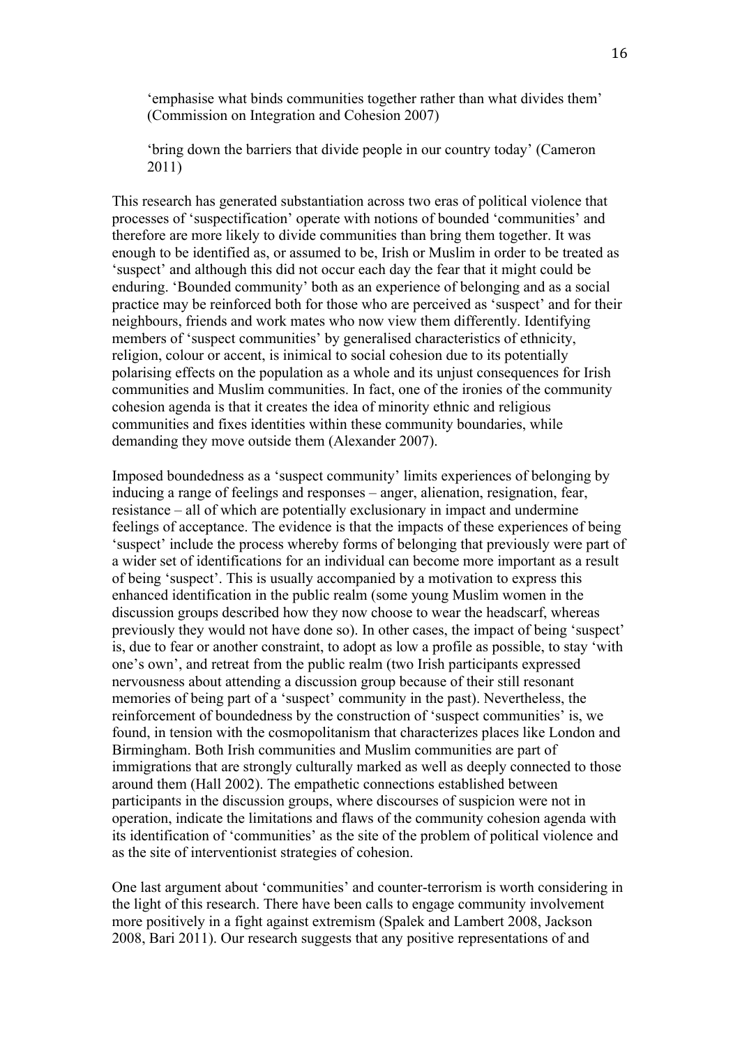> 'emphasise what binds communities together rather than what divides them' (Commission on Integration and Cohesion 2007)

> 'bring down the barriers that divide people in our country today' (Cameron 2011)

This research has generated substantiation across two eras of political violence that processes of 'suspectification' operate with notions of bounded 'communities' and therefore are more likely to divide communities than bring them together. It was enough to be identified as, or assumed to be, Irish or Muslim in order to be treated as 'suspect' and although this did not occur each day the fear that it might could be enduring. 'Bounded community' both as an experience of belonging and as a social practice may be reinforced both for those who are perceived as 'suspect' and for their neighbours, friends and work mates who now view them differently. Identifying members of 'suspect communities' by generalised characteristics of ethnicity, religion, colour or accent, is inimical to social cohesion due to its potentially polarising effects on the population as a whole and its unjust consequences for Irish communities and Muslim communities. In fact, one of the ironies of the community cohesion agenda is that it creates the idea of minority ethnic and religious communities and fixes identities within these community boundaries, while demanding they move outside them (Alexander 2007).

Imposed boundedness as a 'suspect community' limits experiences of belonging by inducing a range of feelings and responses – anger, alienation, resignation, fear, resistance – all of which are potentially exclusionary in impact and undermine feelings of acceptance. The evidence is that the impacts of these experiences of being 'suspect' include the process whereby forms of belonging that previously were part of a wider set of identifications for an individual can become more important as a result of being 'suspect'. This is usually accompanied by a motivation to express this enhanced identification in the public realm (some young Muslim women in the discussion groups described how they now choose to wear the headscarf, whereas previously they would not have done so). In other cases, the impact of being 'suspect' is, due to fear or another constraint, to adopt as low a profile as possible, to stay 'with one's own', and retreat from the public realm (two Irish participants expressed nervousness about attending a discussion group because of their still resonant memories of being part of a 'suspect' community in the past). Nevertheless, the reinforcement of boundedness by the construction of 'suspect communities' is, we found, in tension with the cosmopolitanism that characterizes places like London and Birmingham. Both Irish communities and Muslim communities are part of immigrations that are strongly culturally marked as well as deeply connected to those around them (Hall 2002). The empathetic connections established between participants in the discussion groups, where discourses of suspicion were not in operation, indicate the limitations and flaws of the community cohesion agenda with its identification of 'communities' as the site of the problem of political violence and as the site of interventionist strategies of cohesion.

One last argument about 'communities' and counter-terrorism is worth considering in the light of this research. There have been calls to engage community involvement more positively in a fight against extremism (Spalek and Lambert 2008, Jackson 2008, Bari 2011). Our research suggests that any positive representations of and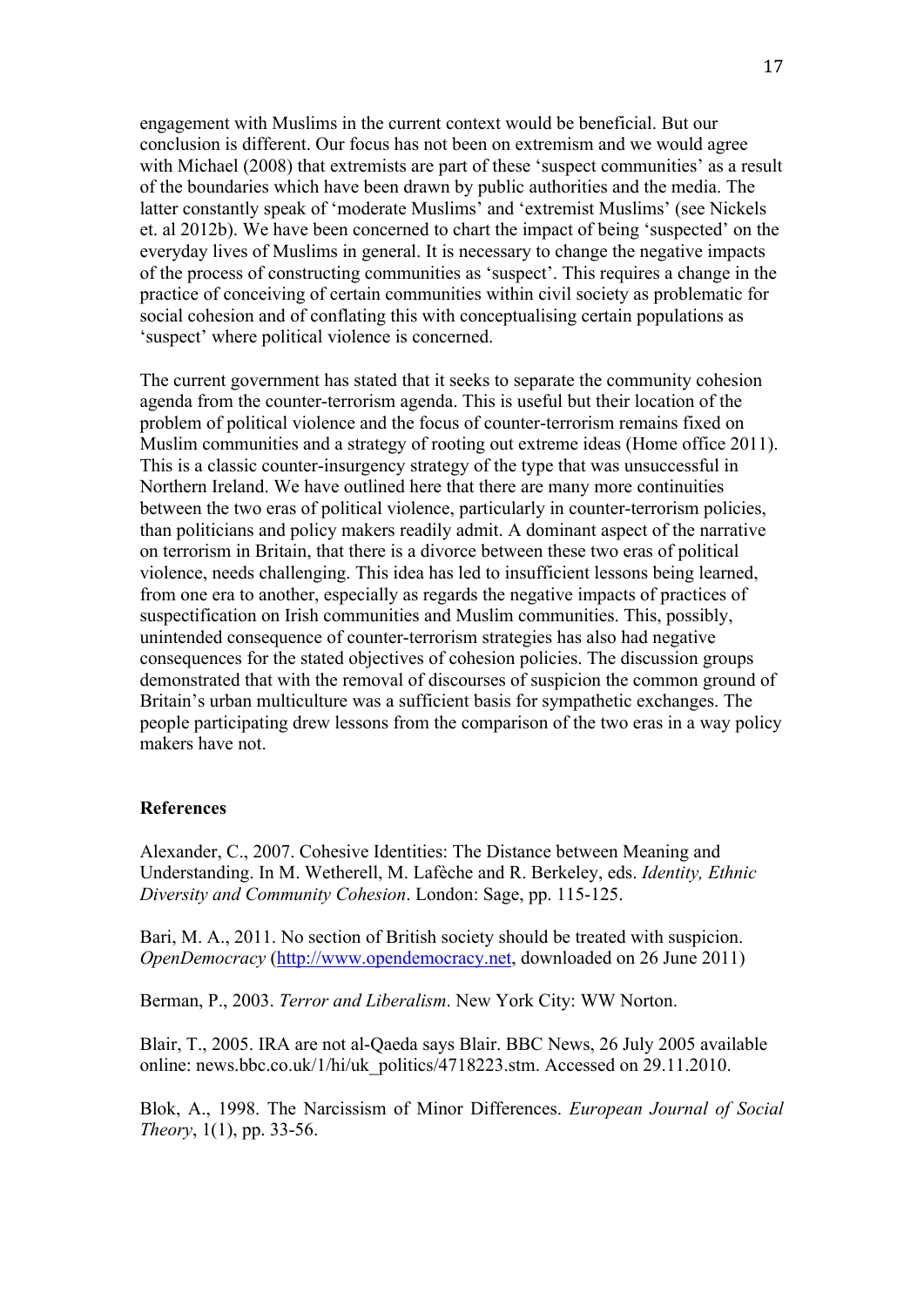engagement with Muslims in the current context would be beneficial. But our conclusion is different. Our focus has not been on extremism and we would agree with Michael (2008) that extremists are part of these 'suspect communities' as a result of the boundaries which have been drawn by public authorities and the media. The latter constantly speak of 'moderate Muslims' and 'extremist Muslims' (see Nickels et. al 2012b). We have been concerned to chart the impact of being 'suspected' on the everyday lives of Muslims in general. It is necessary to change the negative impacts of the process of constructing communities as 'suspect'. This requires a change in the practice of conceiving of certain communities within civil society as problematic for social cohesion and of conflating this with conceptualising certain populations as 'suspect' where political violence is concerned.

The current government has stated that it seeks to separate the community cohesion agenda from the counter-terrorism agenda. This is useful but their location of the problem of political violence and the focus of counter-terrorism remains fixed on Muslim communities and a strategy of rooting out extreme ideas (Home office 2011). This is a classic counter-insurgency strategy of the type that was unsuccessful in Northern Ireland. We have outlined here that there are many more continuities between the two eras of political violence, particularly in counter-terrorism policies, than politicians and policy makers readily admit. A dominant aspect of the narrative on terrorism in Britain, that there is a divorce between these two eras of political violence, needs challenging. This idea has led to insufficient lessons being learned, from one era to another, especially as regards the negative impacts of practices of suspectification on Irish communities and Muslim communities. This, possibly, unintended consequence of counter-terrorism strategies has also had negative consequences for the stated objectives of cohesion policies. The discussion groups demonstrated that with the removal of discourses of suspicion the common ground of Britain's urban multiculture was a sufficient basis for sympathetic exchanges. The people participating drew lessons from the comparison of the two eras in a way policy makers have not.

**References**

Alexander, C., 2007. Cohesive Identities: The Distance between Meaning and Understanding. In M. Wetherell, M. Lafèche and R. Berkeley, eds. *Identity, Ethnic Diversity and Community Cohesion*. London: Sage, pp. 115-125.

Bari, M. A., 2011. No section of British society should be treated with suspicion. *OpenDemocracy* (http://www.opendemocracy.net, downloaded on 26 June 2011)

Berman, P., 2003. *Terror and Liberalism*. New York City: WW Norton.

Blair, T., 2005. IRA are not al-Qaeda says Blair. BBC News, 26 July 2005 available online: news.bbc.co.uk/1/hi/uk_politics/4718223.stm. Accessed on 29.11.2010.

Blok, A., 1998. The Narcissism of Minor Differences. *European Journal of Social Theory*, 1(1), pp. 33-56.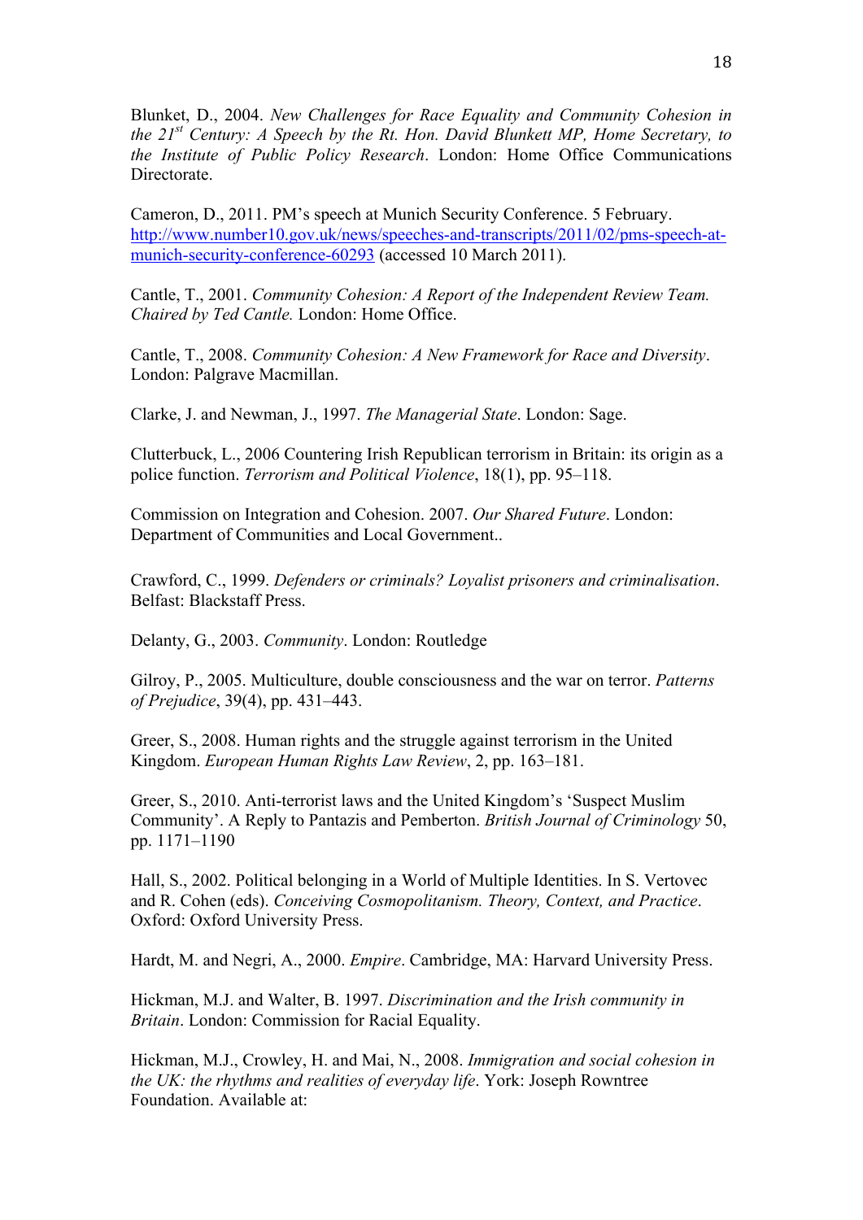Blunket, D., 2004. *New Challenges for Race Equality and Community Cohesion in the 21st Century: A Speech by the Rt. Hon. David Blunkett MP, Home Secretary, to the Institute of Public Policy Research*. London: Home Office Communications Directorate.

Cameron, D., 2011. PM's speech at Munich Security Conference. 5 February. http://www.number10.gov.uk/news/speeches-and-transcripts/2011/02/pms-speech-at-munich-security-conference-60293 (accessed 10 March 2011).

Cantle, T., 2001. *Community Cohesion: A Report of the Independent Review Team. Chaired by Ted Cantle.* London: Home Office.

Cantle, T., 2008. *Community Cohesion: A New Framework for Race and Diversity*. London: Palgrave Macmillan.

Clarke, J. and Newman, J., 1997. *The Managerial State*. London: Sage.

Clutterbuck, L., 2006 Countering Irish Republican terrorism in Britain: its origin as a police function. *Terrorism and Political Violence*, 18(1), pp. 95–118.

Commission on Integration and Cohesion. 2007. *Our Shared Future*. London: Department of Communities and Local Government..

Crawford, C., 1999. *Defenders or criminals? Loyalist prisoners and criminalisation*. Belfast: Blackstaff Press.

Delanty, G., 2003. *Community*. London: Routledge

Gilroy, P., 2005. Multiculture, double consciousness and the war on terror. *Patterns of Prejudice*, 39(4), pp. 431–443.

Greer, S., 2008. Human rights and the struggle against terrorism in the United Kingdom. *European Human Rights Law Review*, 2, pp. 163–181.

Greer, S., 2010. Anti-terrorist laws and the United Kingdom's 'Suspect Muslim Community'. A Reply to Pantazis and Pemberton. *British Journal of Criminology* 50, pp. 1171–1190

Hall, S., 2002. Political belonging in a World of Multiple Identities. In S. Vertovec and R. Cohen (eds). *Conceiving Cosmopolitanism. Theory, Context, and Practice*. Oxford: Oxford University Press.

Hardt, M. and Negri, A., 2000. *Empire*. Cambridge, MA: Harvard University Press.

Hickman, M.J. and Walter, B. 1997. *Discrimination and the Irish community in Britain*. London: Commission for Racial Equality.

Hickman, M.J., Crowley, H. and Mai, N., 2008. *Immigration and social cohesion in the UK: the rhythms and realities of everyday life*. York: Joseph Rowntree Foundation. Available at: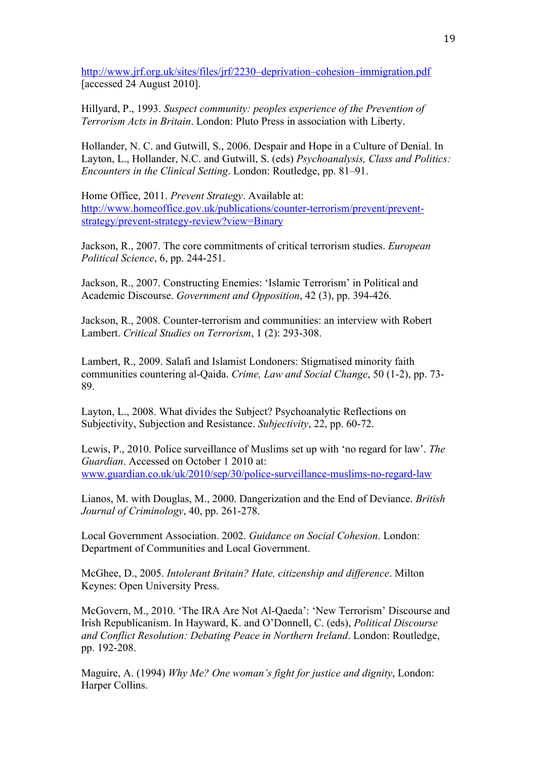http://www.jrf.org.uk/sites/files/jrf/2230–deprivation–cohesion–immigration.pdf [accessed 24 August 2010].

Hillyard, P., 1993. *Suspect community: peoples experience of the Prevention of Terrorism Acts in Britain*. London: Pluto Press in association with Liberty.

Hollander, N. C. and Gutwill, S., 2006. Despair and Hope in a Culture of Denial. In Layton, L., Hollander, N.C. and Gutwill, S. (eds) *Psychoanalysis, Class and Politics: Encounters in the Clinical Setting*. London: Routledge, pp. 81–91.

Home Office, 2011. *Prevent Strategy*. Available at: http://www.homeoffice.gov.uk/publications/counter-terrorism/prevent/prevent-strategy/prevent-strategy-review?view=Binary

Jackson, R., 2007. The core commitments of critical terrorism studies. *European Political Science*, 6, pp. 244-251.

Jackson, R., 2007. Constructing Enemies: 'Islamic Terrorism' in Political and Academic Discourse. *Government and Opposition*, 42 (3), pp. 394-426.

Jackson, R., 2008. Counter-terrorism and communities: an interview with Robert Lambert. *Critical Studies on Terrorism*, 1 (2): 293-308.

Lambert, R., 2009. Salafi and Islamist Londoners: Stigmatised minority faith communities countering al-Qaida. *Crime, Law and Social Change*, 50 (1-2), pp. 73-89.

Layton, L., 2008. What divides the Subject? Psychoanalytic Reflections on Subjectivity, Subjection and Resistance. *Subjectivity*, 22, pp. 60-72.

Lewis, P., 2010. Police surveillance of Muslims set up with 'no regard for law'. *The Guardian*. Accessed on October 1 2010 at: www.guardian.co.uk/uk/2010/sep/30/police-surveillance-muslims-no-regard-law

Lianos, M. with Douglas, M., 2000. Dangerization and the End of Deviance. *British Journal of Criminology*, 40, pp. 261-278.

Local Government Association. 2002. *Guidance on Social Cohesion*. London: Department of Communities and Local Government.

McGhee, D., 2005. *Intolerant Britain? Hate, citizenship and difference*. Milton Keynes: Open University Press.

McGovern, M., 2010. 'The IRA Are Not Al-Qaeda': 'New Terrorism' Discourse and Irish Republicanism. In Hayward, K. and O'Donnell, C. (eds), *Political Discourse and Conflict Resolution: Debating Peace in Northern Ireland*. London: Routledge, pp. 192-208.

Maguire, A. (1994) *Why Me? One woman's fight for justice and dignity*, London: Harper Collins.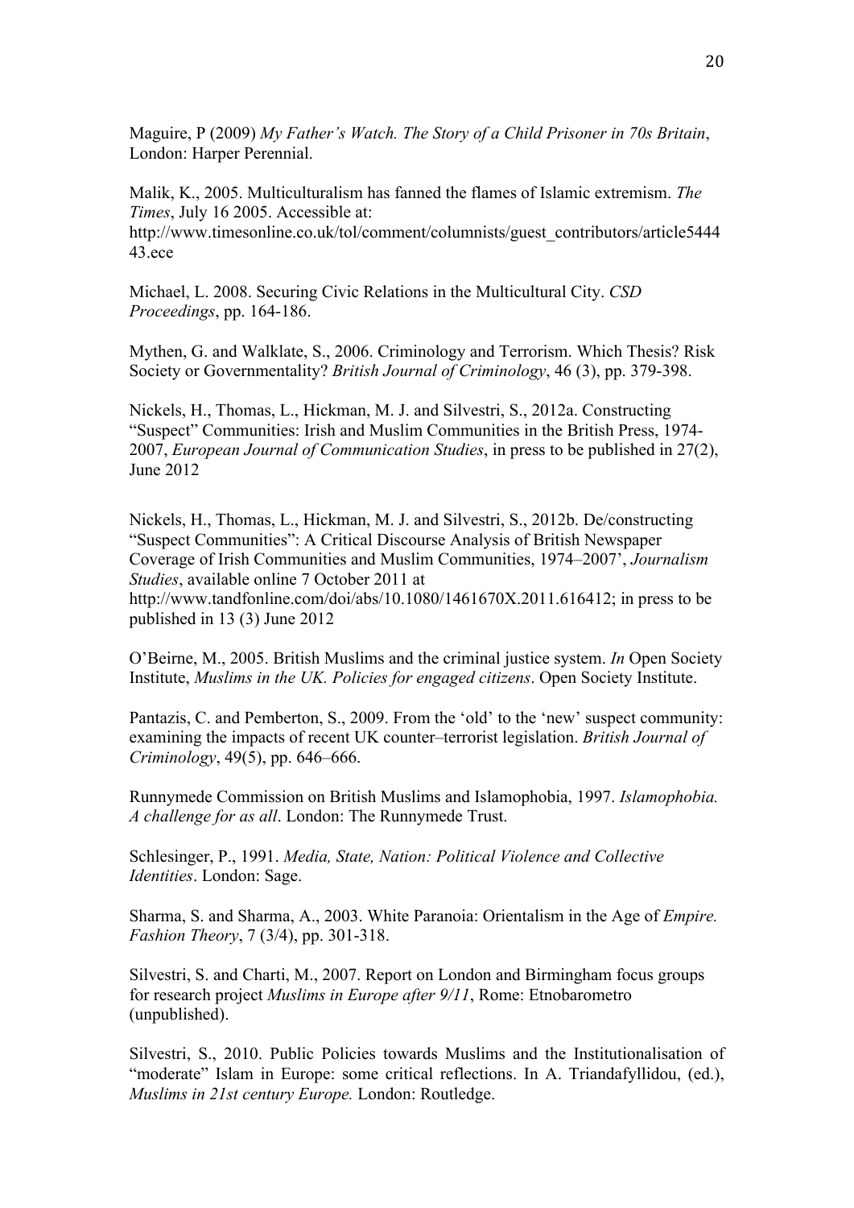Maguire, P (2009) *My Father's Watch. The Story of a Child Prisoner in 70s Britain*, London: Harper Perennial.

Malik, K., 2005. Multiculturalism has fanned the flames of Islamic extremism. *The Times*, July 16 2005. Accessible at: http://www.timesonline.co.uk/tol/comment/columnists/guest_contributors/article544443.ece

Michael, L. 2008. Securing Civic Relations in the Multicultural City. *CSD Proceedings*, pp. 164-186.

Mythen, G. and Walklate, S., 2006. Criminology and Terrorism. Which Thesis? Risk Society or Governmentality? *British Journal of Criminology*, 46 (3), pp. 379-398.

Nickels, H., Thomas, L., Hickman, M. J. and Silvestri, S., 2012a. Constructing "Suspect" Communities: Irish and Muslim Communities in the British Press, 1974-2007, *European Journal of Communication Studies*, in press to be published in 27(2), June 2012

Nickels, H., Thomas, L., Hickman, M. J. and Silvestri, S., 2012b. De/constructing "Suspect Communities": A Critical Discourse Analysis of British Newspaper Coverage of Irish Communities and Muslim Communities, 1974–2007', *Journalism Studies*, available online 7 October 2011 at http://www.tandfonline.com/doi/abs/10.1080/1461670X.2011.616412; in press to be published in 13 (3) June 2012

O'Beirne, M., 2005. British Muslims and the criminal justice system. *In* Open Society Institute, *Muslims in the UK. Policies for engaged citizens*. Open Society Institute.

Pantazis, C. and Pemberton, S., 2009. From the 'old' to the 'new' suspect community: examining the impacts of recent UK counter–terrorist legislation. *British Journal of Criminology*, 49(5), pp. 646–666.

Runnymede Commission on British Muslims and Islamophobia, 1997. *Islamophobia. A challenge for as all*. London: The Runnymede Trust.

Schlesinger, P., 1991. *Media, State, Nation: Political Violence and Collective Identities*. London: Sage.

Sharma, S. and Sharma, A., 2003. White Paranoia: Orientalism in the Age of *Empire. Fashion Theory*, 7 (3/4), pp. 301-318.

Silvestri, S. and Charti, M., 2007. Report on London and Birmingham focus groups for research project *Muslims in Europe after 9/11*, Rome: Etnobarometro (unpublished).

Silvestri, S., 2010. Public Policies towards Muslims and the Institutionalisation of "moderate" Islam in Europe: some critical reflections. In A. Triandafyllidou, (ed.), *Muslims in 21st century Europe.* London: Routledge.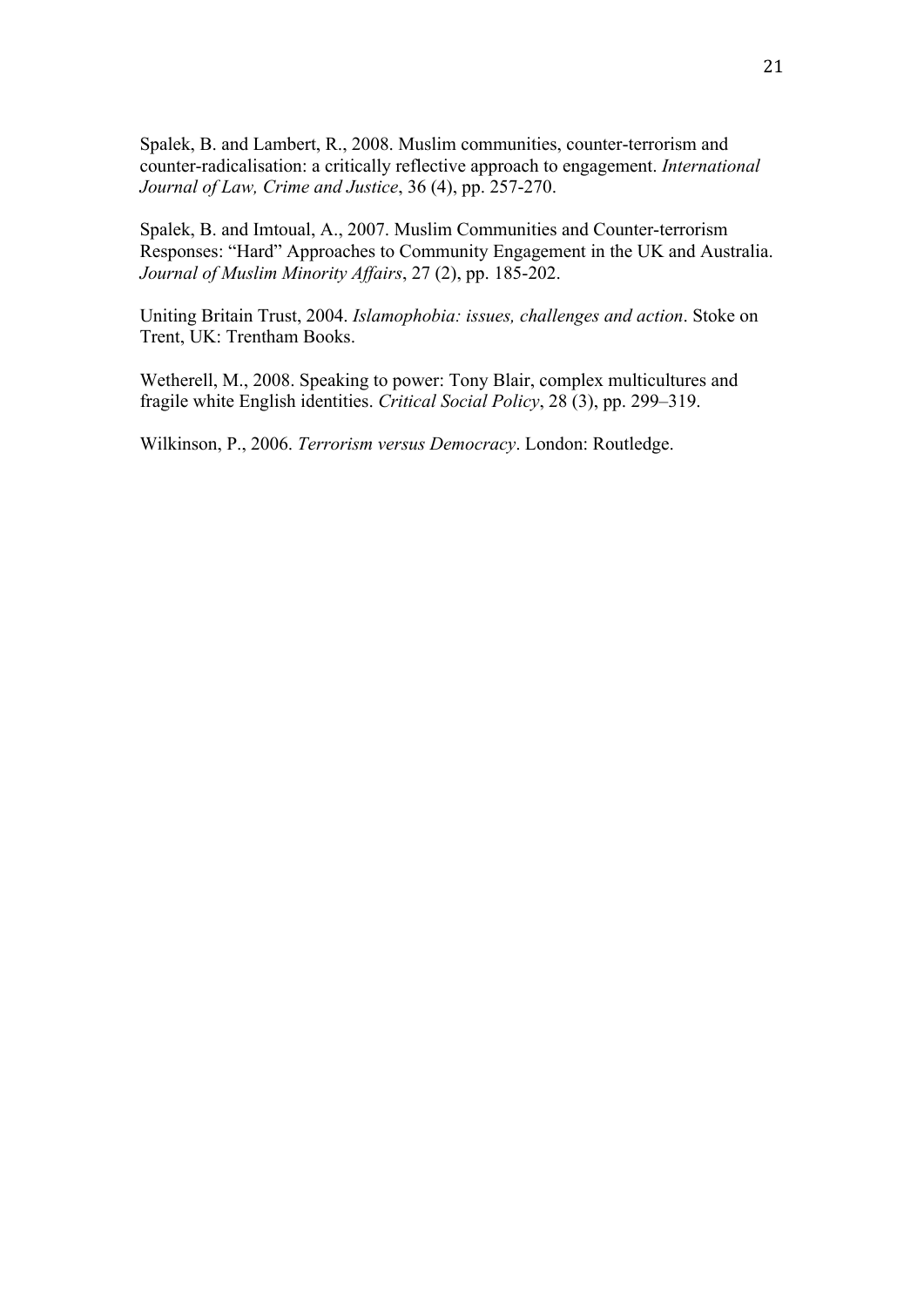Spalek, B. and Lambert, R., 2008. Muslim communities, counter-terrorism and counter-radicalisation: a critically reflective approach to engagement. *International Journal of Law, Crime and Justice*, 36 (4), pp. 257-270.

Spalek, B. and Imtoual, A., 2007. Muslim Communities and Counter-terrorism Responses: "Hard" Approaches to Community Engagement in the UK and Australia. *Journal of Muslim Minority Affairs*, 27 (2), pp. 185-202.

Uniting Britain Trust, 2004. *Islamophobia: issues, challenges and action*. Stoke on Trent, UK: Trentham Books.

Wetherell, M., 2008. Speaking to power: Tony Blair, complex multicultures and fragile white English identities. *Critical Social Policy*, 28 (3), pp. 299–319.

Wilkinson, P., 2006. *Terrorism versus Democracy*. London: Routledge.